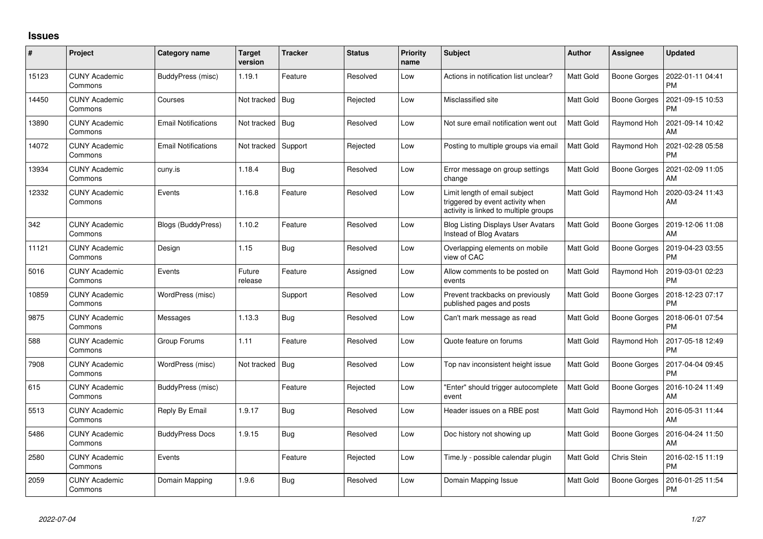# Issues

| # | Project | Category name | Target version | Tracker | Status | Priority name | Subject | Author | Assignee | Updated |
|---|---|---|---|---|---|---|---|---|---|---|
| 15123 | CUNY Academic Commons | BuddyPress (misc) | 1.19.1 | Feature | Resolved | Low | Actions in notification list unclear? | Matt Gold | Boone Gorges | 2022-01-11 04:41 PM |
| 14450 | CUNY Academic Commons | Courses | Not tracked | Bug | Rejected | Low | Misclassified site | Matt Gold | Boone Gorges | 2021-09-15 10:53 PM |
| 13890 | CUNY Academic Commons | Email Notifications | Not tracked | Bug | Resolved | Low | Not sure email notification went out | Matt Gold | Raymond Hoh | 2021-09-14 10:42 AM |
| 14072 | CUNY Academic Commons | Email Notifications | Not tracked | Support | Rejected | Low | Posting to multiple groups via email | Matt Gold | Raymond Hoh | 2021-02-28 05:58 PM |
| 13934 | CUNY Academic Commons | cuny.is | 1.18.4 | Bug | Resolved | Low | Error message on group settings change | Matt Gold | Boone Gorges | 2021-02-09 11:05 AM |
| 12332 | CUNY Academic Commons | Events | 1.16.8 | Feature | Resolved | Low | Limit length of email subject triggered by event activity when activity is linked to multiple groups | Matt Gold | Raymond Hoh | 2020-03-24 11:43 AM |
| 342 | CUNY Academic Commons | Blogs (BuddyPress) | 1.10.2 | Feature | Resolved | Low | Blog Listing Displays User Avatars Instead of Blog Avatars | Matt Gold | Boone Gorges | 2019-12-06 11:08 AM |
| 11121 | CUNY Academic Commons | Design | 1.15 | Bug | Resolved | Low | Overlapping elements on mobile view of CAC | Matt Gold | Boone Gorges | 2019-04-23 03:55 PM |
| 5016 | CUNY Academic Commons | Events | Future release | Feature | Assigned | Low | Allow comments to be posted on events | Matt Gold | Raymond Hoh | 2019-03-01 02:23 PM |
| 10859 | CUNY Academic Commons | WordPress (misc) | | Support | Resolved | Low | Prevent trackbacks on previously published pages and posts | Matt Gold | Boone Gorges | 2018-12-23 07:17 PM |
| 9875 | CUNY Academic Commons | Messages | 1.13.3 | Bug | Resolved | Low | Can't mark message as read | Matt Gold | Boone Gorges | 2018-06-01 07:54 PM |
| 588 | CUNY Academic Commons | Group Forums | 1.11 | Feature | Resolved | Low | Quote feature on forums | Matt Gold | Raymond Hoh | 2017-05-18 12:49 PM |
| 7908 | CUNY Academic Commons | WordPress (misc) | Not tracked | Bug | Resolved | Low | Top nav inconsistent height issue | Matt Gold | Boone Gorges | 2017-04-04 09:45 PM |
| 615 | CUNY Academic Commons | BuddyPress (misc) | | Feature | Rejected | Low | "Enter" should trigger autocomplete event | Matt Gold | Boone Gorges | 2016-10-24 11:49 AM |
| 5513 | CUNY Academic Commons | Reply By Email | 1.9.17 | Bug | Resolved | Low | Header issues on a RBE post | Matt Gold | Raymond Hoh | 2016-05-31 11:44 AM |
| 5486 | CUNY Academic Commons | BuddyPress Docs | 1.9.15 | Bug | Resolved | Low | Doc history not showing up | Matt Gold | Boone Gorges | 2016-04-24 11:50 AM |
| 2580 | CUNY Academic Commons | Events | | Feature | Rejected | Low | Time.ly - possible calendar plugin | Matt Gold | Chris Stein | 2016-02-15 11:19 PM |
| 2059 | CUNY Academic Commons | Domain Mapping | 1.9.6 | Bug | Resolved | Low | Domain Mapping Issue | Matt Gold | Boone Gorges | 2016-01-25 11:54 PM |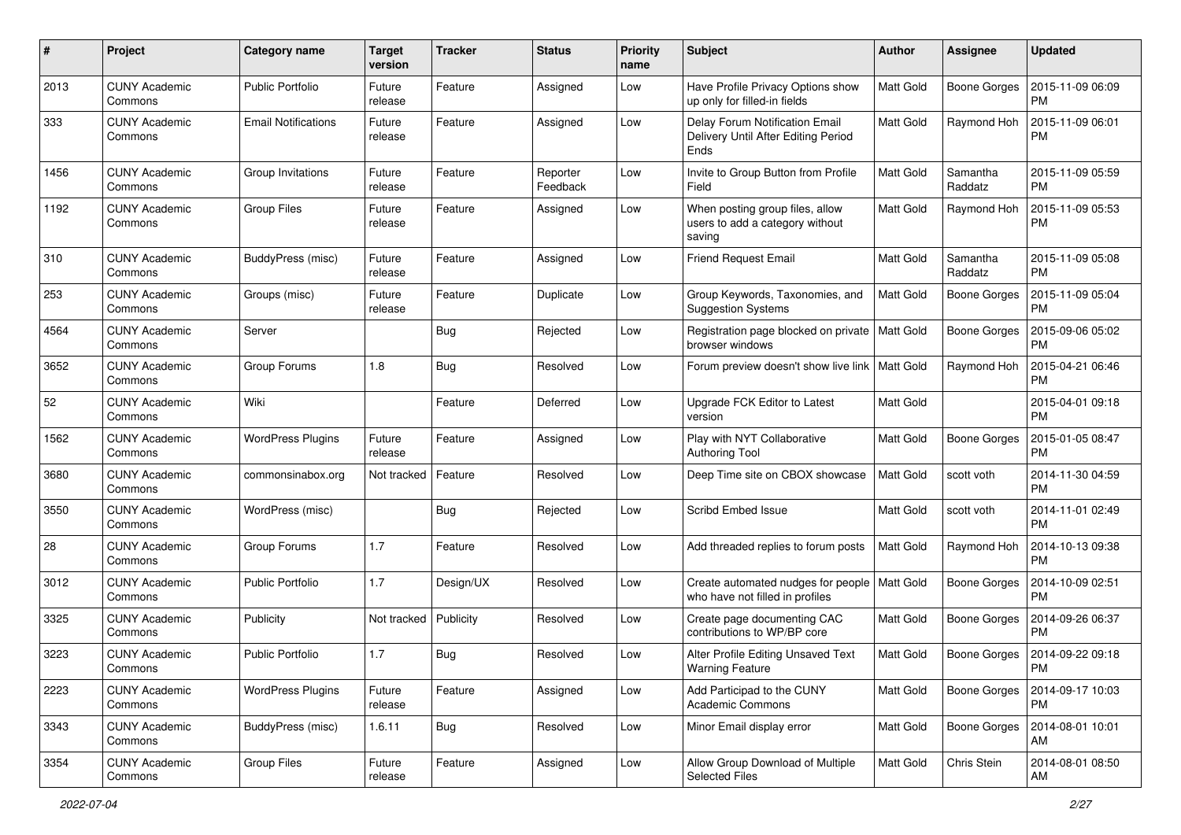| # | Project | Category name | Target version | Tracker | Status | Priority name | Subject | Author | Assignee | Updated |
|---|---|---|---|---|---|---|---|---|---|---|
| 2013 | CUNY Academic Commons | Public Portfolio | Future release | Feature | Assigned | Low | Have Profile Privacy Options show up only for filled-in fields | Matt Gold | Boone Gorges | 2015-11-09 06:09 PM |
| 333 | CUNY Academic Commons | Email Notifications | Future release | Feature | Assigned | Low | Delay Forum Notification Email Delivery Until After Editing Period Ends | Matt Gold | Raymond Hoh | 2015-11-09 06:01 PM |
| 1456 | CUNY Academic Commons | Group Invitations | Future release | Feature | Reporter Feedback | Low | Invite to Group Button from Profile Field | Matt Gold | Samantha Raddatz | 2015-11-09 05:59 PM |
| 1192 | CUNY Academic Commons | Group Files | Future release | Feature | Assigned | Low | When posting group files, allow users to add a category without saving | Matt Gold | Raymond Hoh | 2015-11-09 05:53 PM |
| 310 | CUNY Academic Commons | BuddyPress (misc) | Future release | Feature | Assigned | Low | Friend Request Email | Matt Gold | Samantha Raddatz | 2015-11-09 05:08 PM |
| 253 | CUNY Academic Commons | Groups (misc) | Future release | Feature | Duplicate | Low | Group Keywords, Taxonomies, and Suggestion Systems | Matt Gold | Boone Gorges | 2015-11-09 05:04 PM |
| 4564 | CUNY Academic Commons | Server | | Bug | Rejected | Low | Registration page blocked on private browser windows | Matt Gold | Boone Gorges | 2015-09-06 05:02 PM |
| 3652 | CUNY Academic Commons | Group Forums | 1.8 | Bug | Resolved | Low | Forum preview doesn't show live link | Matt Gold | Raymond Hoh | 2015-04-21 06:46 PM |
| 52 | CUNY Academic Commons | Wiki | | Feature | Deferred | Low | Upgrade FCK Editor to Latest version | Matt Gold | | 2015-04-01 09:18 PM |
| 1562 | CUNY Academic Commons | WordPress Plugins | Future release | Feature | Assigned | Low | Play with NYT Collaborative Authoring Tool | Matt Gold | Boone Gorges | 2015-01-05 08:47 PM |
| 3680 | CUNY Academic Commons | commonsinabox.org | Not tracked | Feature | Resolved | Low | Deep Time site on CBOX showcase | Matt Gold | scott voth | 2014-11-30 04:59 PM |
| 3550 | CUNY Academic Commons | WordPress (misc) | | Bug | Rejected | Low | Scribd Embed Issue | Matt Gold | scott voth | 2014-11-01 02:49 PM |
| 28 | CUNY Academic Commons | Group Forums | 1.7 | Feature | Resolved | Low | Add threaded replies to forum posts | Matt Gold | Raymond Hoh | 2014-10-13 09:38 PM |
| 3012 | CUNY Academic Commons | Public Portfolio | 1.7 | Design/UX | Resolved | Low | Create automated nudges for people who have not filled in profiles | Matt Gold | Boone Gorges | 2014-10-09 02:51 PM |
| 3325 | CUNY Academic Commons | Publicity | Not tracked | Publicity | Resolved | Low | Create page documenting CAC contributions to WP/BP core | Matt Gold | Boone Gorges | 2014-09-26 06:37 PM |
| 3223 | CUNY Academic Commons | Public Portfolio | 1.7 | Bug | Resolved | Low | Alter Profile Editing Unsaved Text Warning Feature | Matt Gold | Boone Gorges | 2014-09-22 09:18 PM |
| 2223 | CUNY Academic Commons | WordPress Plugins | Future release | Feature | Assigned | Low | Add Participad to the CUNY Academic Commons | Matt Gold | Boone Gorges | 2014-09-17 10:03 PM |
| 3343 | CUNY Academic Commons | BuddyPress (misc) | 1.6.11 | Bug | Resolved | Low | Minor Email display error | Matt Gold | Boone Gorges | 2014-08-01 10:01 AM |
| 3354 | CUNY Academic Commons | Group Files | Future release | Feature | Assigned | Low | Allow Group Download of Multiple Selected Files | Matt Gold | Chris Stein | 2014-08-01 08:50 AM |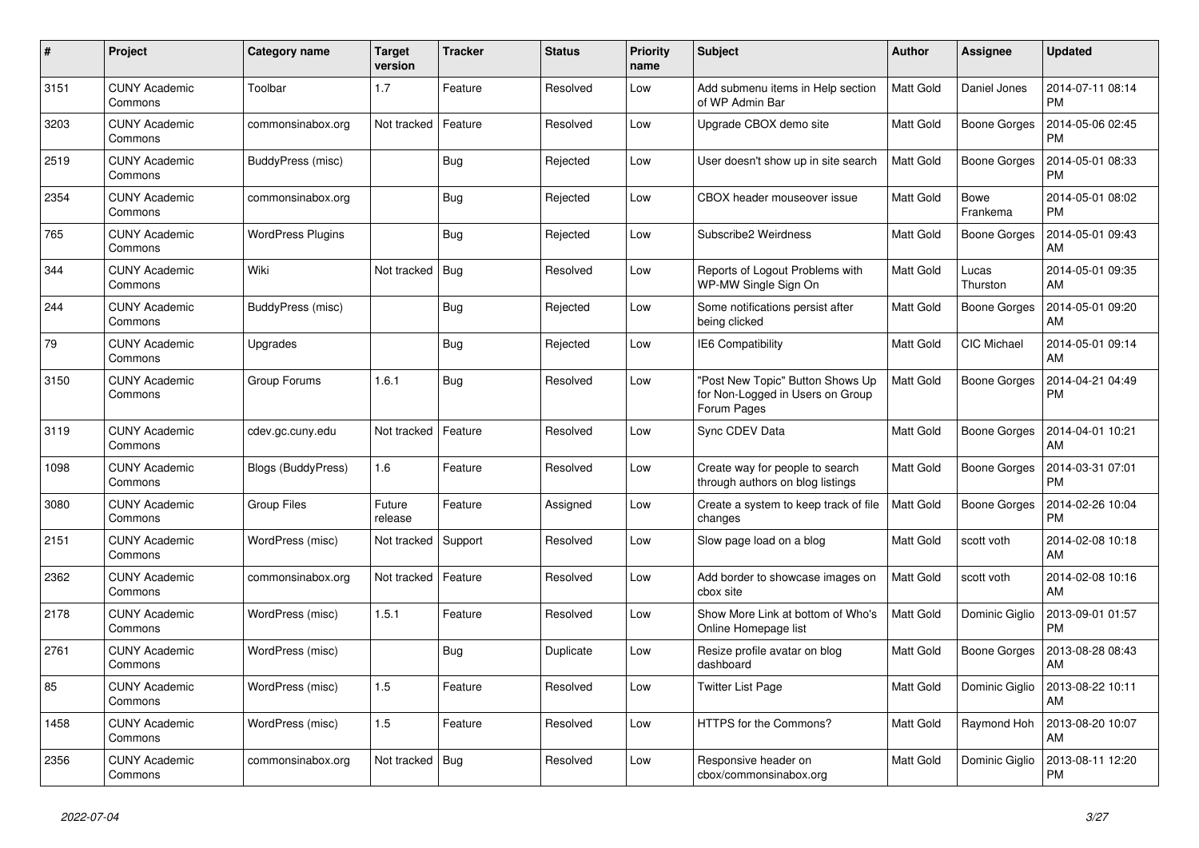| # | Project | Category name | Target version | Tracker | Status | Priority name | Subject | Author | Assignee | Updated |
|---|---|---|---|---|---|---|---|---|---|---|
| 3151 | CUNY Academic Commons | Toolbar | 1.7 | Feature | Resolved | Low | Add submenu items in Help section of WP Admin Bar | Matt Gold | Daniel Jones | 2014-07-11 08:14 PM |
| 3203 | CUNY Academic Commons | commonsinabox.org | Not tracked | Feature | Resolved | Low | Upgrade CBOX demo site | Matt Gold | Boone Gorges | 2014-05-06 02:45 PM |
| 2519 | CUNY Academic Commons | BuddyPress (misc) | | Bug | Rejected | Low | User doesn't show up in site search | Matt Gold | Boone Gorges | 2014-05-01 08:33 PM |
| 2354 | CUNY Academic Commons | commonsinabox.org | | Bug | Rejected | Low | CBOX header mouseover issue | Matt Gold | Bowe Frankema | 2014-05-01 08:02 PM |
| 765 | CUNY Academic Commons | WordPress Plugins | | Bug | Rejected | Low | Subscribe2 Weirdness | Matt Gold | Boone Gorges | 2014-05-01 09:43 AM |
| 344 | CUNY Academic Commons | Wiki | Not tracked | Bug | Resolved | Low | Reports of Logout Problems with WP-MW Single Sign On | Matt Gold | Lucas Thurston | 2014-05-01 09:35 AM |
| 244 | CUNY Academic Commons | BuddyPress (misc) | | Bug | Rejected | Low | Some notifications persist after being clicked | Matt Gold | Boone Gorges | 2014-05-01 09:20 AM |
| 79 | CUNY Academic Commons | Upgrades | | Bug | Rejected | Low | IE6 Compatibility | Matt Gold | CIC Michael | 2014-05-01 09:14 AM |
| 3150 | CUNY Academic Commons | Group Forums | 1.6.1 | Bug | Resolved | Low | "Post New Topic" Button Shows Up for Non-Logged in Users on Group Forum Pages | Matt Gold | Boone Gorges | 2014-04-21 04:49 PM |
| 3119 | CUNY Academic Commons | cdev.gc.cuny.edu | Not tracked | Feature | Resolved | Low | Sync CDEV Data | Matt Gold | Boone Gorges | 2014-04-01 10:21 AM |
| 1098 | CUNY Academic Commons | Blogs (BuddyPress) | 1.6 | Feature | Resolved | Low | Create way for people to search through authors on blog listings | Matt Gold | Boone Gorges | 2014-03-31 07:01 PM |
| 3080 | CUNY Academic Commons | Group Files | Future release | Feature | Assigned | Low | Create a system to keep track of file changes | Matt Gold | Boone Gorges | 2014-02-26 10:04 PM |
| 2151 | CUNY Academic Commons | WordPress (misc) | Not tracked | Support | Resolved | Low | Slow page load on a blog | Matt Gold | scott voth | 2014-02-08 10:18 AM |
| 2362 | CUNY Academic Commons | commonsinabox.org | Not tracked | Feature | Resolved | Low | Add border to showcase images on cbox site | Matt Gold | scott voth | 2014-02-08 10:16 AM |
| 2178 | CUNY Academic Commons | WordPress (misc) | 1.5.1 | Feature | Resolved | Low | Show More Link at bottom of Who's Online Homepage list | Matt Gold | Dominic Giglio | 2013-09-01 01:57 PM |
| 2761 | CUNY Academic Commons | WordPress (misc) | | Bug | Duplicate | Low | Resize profile avatar on blog dashboard | Matt Gold | Boone Gorges | 2013-08-28 08:43 AM |
| 85 | CUNY Academic Commons | WordPress (misc) | 1.5 | Feature | Resolved | Low | Twitter List Page | Matt Gold | Dominic Giglio | 2013-08-22 10:11 AM |
| 1458 | CUNY Academic Commons | WordPress (misc) | 1.5 | Feature | Resolved | Low | HTTPS for the Commons? | Matt Gold | Raymond Hoh | 2013-08-20 10:07 AM |
| 2356 | CUNY Academic Commons | commonsinabox.org | Not tracked | Bug | Resolved | Low | Responsive header on cbox/commonsinabox.org | Matt Gold | Dominic Giglio | 2013-08-11 12:20 PM |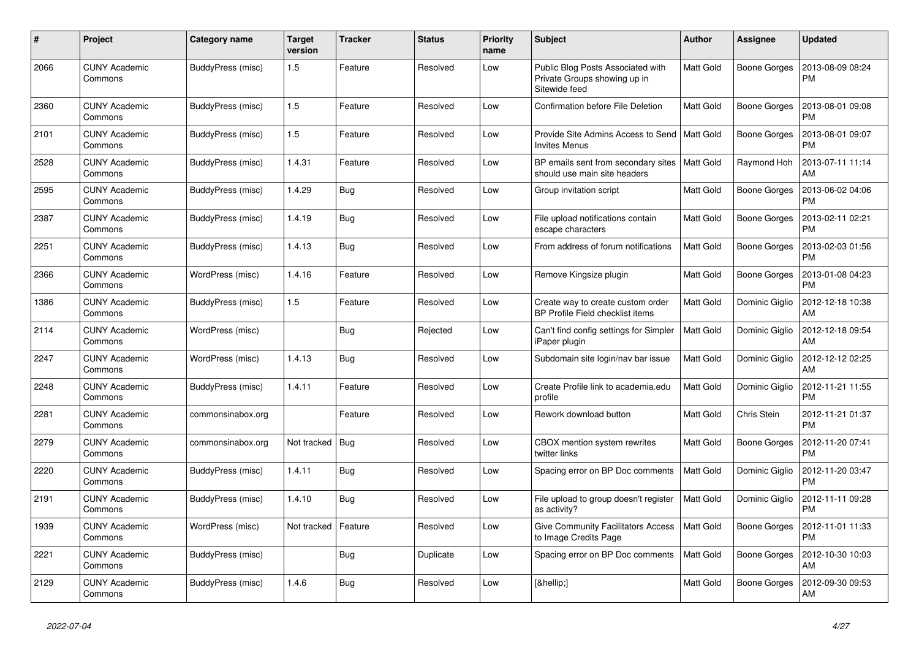| # | Project | Category name | Target version | Tracker | Status | Priority name | Subject | Author | Assignee | Updated |
|---|---|---|---|---|---|---|---|---|---|---|
| 2066 | CUNY Academic Commons | BuddyPress (misc) | 1.5 | Feature | Resolved | Low | Public Blog Posts Associated with Private Groups showing up in Sitewide feed | Matt Gold | Boone Gorges | 2013-08-09 08:24 PM |
| 2360 | CUNY Academic Commons | BuddyPress (misc) | 1.5 | Feature | Resolved | Low | Confirmation before File Deletion | Matt Gold | Boone Gorges | 2013-08-01 09:08 PM |
| 2101 | CUNY Academic Commons | BuddyPress (misc) | 1.5 | Feature | Resolved | Low | Provide Site Admins Access to Send Invites Menus | Matt Gold | Boone Gorges | 2013-08-01 09:07 PM |
| 2528 | CUNY Academic Commons | BuddyPress (misc) | 1.4.31 | Feature | Resolved | Low | BP emails sent from secondary sites should use main site headers | Matt Gold | Raymond Hoh | 2013-07-11 11:14 AM |
| 2595 | CUNY Academic Commons | BuddyPress (misc) | 1.4.29 | Bug | Resolved | Low | Group invitation script | Matt Gold | Boone Gorges | 2013-06-02 04:06 PM |
| 2387 | CUNY Academic Commons | BuddyPress (misc) | 1.4.19 | Bug | Resolved | Low | File upload notifications contain escape characters | Matt Gold | Boone Gorges | 2013-02-11 02:21 PM |
| 2251 | CUNY Academic Commons | BuddyPress (misc) | 1.4.13 | Bug | Resolved | Low | From address of forum notifications | Matt Gold | Boone Gorges | 2013-02-03 01:56 PM |
| 2366 | CUNY Academic Commons | WordPress (misc) | 1.4.16 | Feature | Resolved | Low | Remove Kingsize plugin | Matt Gold | Boone Gorges | 2013-01-08 04:23 PM |
| 1386 | CUNY Academic Commons | BuddyPress (misc) | 1.5 | Feature | Resolved | Low | Create way to create custom order BP Profile Field checklist items | Matt Gold | Dominic Giglio | 2012-12-18 10:38 AM |
| 2114 | CUNY Academic Commons | WordPress (misc) | | Bug | Rejected | Low | Can't find config settings for Simpler iPaper plugin | Matt Gold | Dominic Giglio | 2012-12-18 09:54 AM |
| 2247 | CUNY Academic Commons | WordPress (misc) | 1.4.13 | Bug | Resolved | Low | Subdomain site login/nav bar issue | Matt Gold | Dominic Giglio | 2012-12-12 02:25 AM |
| 2248 | CUNY Academic Commons | BuddyPress (misc) | 1.4.11 | Feature | Resolved | Low | Create Profile link to academia.edu profile | Matt Gold | Dominic Giglio | 2012-11-21 11:55 PM |
| 2281 | CUNY Academic Commons | commonsinabox.org | | Feature | Resolved | Low | Rework download button | Matt Gold | Chris Stein | 2012-11-21 01:37 PM |
| 2279 | CUNY Academic Commons | commonsinabox.org | Not tracked | Bug | Resolved | Low | CBOX mention system rewrites twitter links | Matt Gold | Boone Gorges | 2012-11-20 07:41 PM |
| 2220 | CUNY Academic Commons | BuddyPress (misc) | 1.4.11 | Bug | Resolved | Low | Spacing error on BP Doc comments | Matt Gold | Dominic Giglio | 2012-11-20 03:47 PM |
| 2191 | CUNY Academic Commons | BuddyPress (misc) | 1.4.10 | Bug | Resolved | Low | File upload to group doesn't register as activity? | Matt Gold | Dominic Giglio | 2012-11-11 09:28 PM |
| 1939 | CUNY Academic Commons | WordPress (misc) | Not tracked | Feature | Resolved | Low | Give Community Facilitators Access to Image Credits Page | Matt Gold | Boone Gorges | 2012-11-01 11:33 PM |
| 2221 | CUNY Academic Commons | BuddyPress (misc) | | Bug | Duplicate | Low | Spacing error on BP Doc comments | Matt Gold | Boone Gorges | 2012-10-30 10:03 AM |
| 2129 | CUNY Academic Commons | BuddyPress (misc) | 1.4.6 | Bug | Resolved | Low | [&hellip;] | Matt Gold | Boone Gorges | 2012-09-30 09:53 AM |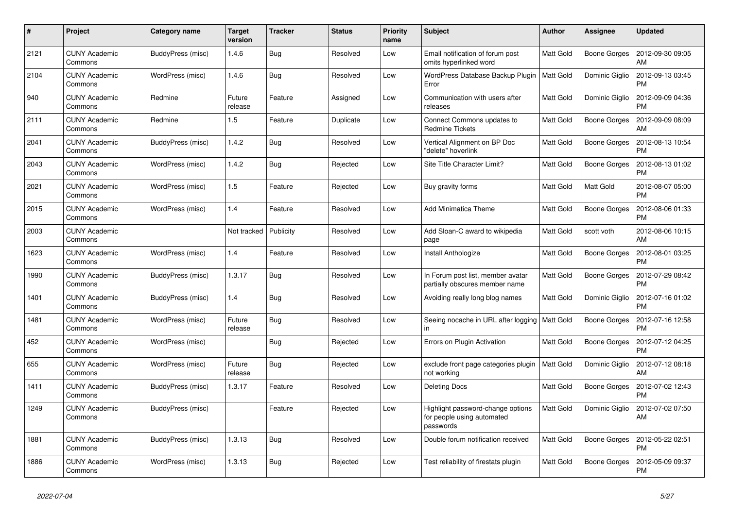| # | Project | Category name | Target version | Tracker | Status | Priority name | Subject | Author | Assignee | Updated |
|---|---|---|---|---|---|---|---|---|---|---|
| 2121 | CUNY Academic Commons | BuddyPress (misc) | 1.4.6 | Bug | Resolved | Low | Email notification of forum post omits hyperlinked word | Matt Gold | Boone Gorges | 2012-09-30 09:05 AM |
| 2104 | CUNY Academic Commons | WordPress (misc) | 1.4.6 | Bug | Resolved | Low | WordPress Database Backup Plugin Error | Matt Gold | Dominic Giglio | 2012-09-13 03:45 PM |
| 940 | CUNY Academic Commons | Redmine | Future release | Feature | Assigned | Low | Communication with users after releases | Matt Gold | Dominic Giglio | 2012-09-09 04:36 PM |
| 2111 | CUNY Academic Commons | Redmine | 1.5 | Feature | Duplicate | Low | Connect Commons updates to Redmine Tickets | Matt Gold | Boone Gorges | 2012-09-09 08:09 AM |
| 2041 | CUNY Academic Commons | BuddyPress (misc) | 1.4.2 | Bug | Resolved | Low | Vertical Alignment on BP Doc "delete" hoverlink | Matt Gold | Boone Gorges | 2012-08-13 10:54 PM |
| 2043 | CUNY Academic Commons | WordPress (misc) | 1.4.2 | Bug | Rejected | Low | Site Title Character Limit? | Matt Gold | Boone Gorges | 2012-08-13 01:02 PM |
| 2021 | CUNY Academic Commons | WordPress (misc) | 1.5 | Feature | Rejected | Low | Buy gravity forms | Matt Gold | Matt Gold | 2012-08-07 05:00 PM |
| 2015 | CUNY Academic Commons | WordPress (misc) | 1.4 | Feature | Resolved | Low | Add Minimatica Theme | Matt Gold | Boone Gorges | 2012-08-06 01:33 PM |
| 2003 | CUNY Academic Commons | | Not tracked | Publicity | Resolved | Low | Add Sloan-C award to wikipedia page | Matt Gold | scott voth | 2012-08-06 10:15 AM |
| 1623 | CUNY Academic Commons | WordPress (misc) | 1.4 | Feature | Resolved | Low | Install Anthologize | Matt Gold | Boone Gorges | 2012-08-01 03:25 PM |
| 1990 | CUNY Academic Commons | BuddyPress (misc) | 1.3.17 | Bug | Resolved | Low | In Forum post list, member avatar partially obscures member name | Matt Gold | Boone Gorges | 2012-07-29 08:42 PM |
| 1401 | CUNY Academic Commons | BuddyPress (misc) | 1.4 | Bug | Resolved | Low | Avoiding really long blog names | Matt Gold | Dominic Giglio | 2012-07-16 01:02 PM |
| 1481 | CUNY Academic Commons | WordPress (misc) | Future release | Bug | Resolved | Low | Seeing nocache in URL after logging in | Matt Gold | Boone Gorges | 2012-07-16 12:58 PM |
| 452 | CUNY Academic Commons | WordPress (misc) | | Bug | Rejected | Low | Errors on Plugin Activation | Matt Gold | Boone Gorges | 2012-07-12 04:25 PM |
| 655 | CUNY Academic Commons | WordPress (misc) | Future release | Bug | Rejected | Low | exclude front page categories plugin not working | Matt Gold | Dominic Giglio | 2012-07-12 08:18 AM |
| 1411 | CUNY Academic Commons | BuddyPress (misc) | 1.3.17 | Feature | Resolved | Low | Deleting Docs | Matt Gold | Boone Gorges | 2012-07-02 12:43 PM |
| 1249 | CUNY Academic Commons | BuddyPress (misc) | | Feature | Rejected | Low | Highlight password-change options for people using automated passwords | Matt Gold | Dominic Giglio | 2012-07-02 07:50 AM |
| 1881 | CUNY Academic Commons | BuddyPress (misc) | 1.3.13 | Bug | Resolved | Low | Double forum notification received | Matt Gold | Boone Gorges | 2012-05-22 02:51 PM |
| 1886 | CUNY Academic Commons | WordPress (misc) | 1.3.13 | Bug | Rejected | Low | Test reliability of firestats plugin | Matt Gold | Boone Gorges | 2012-05-09 09:37 PM |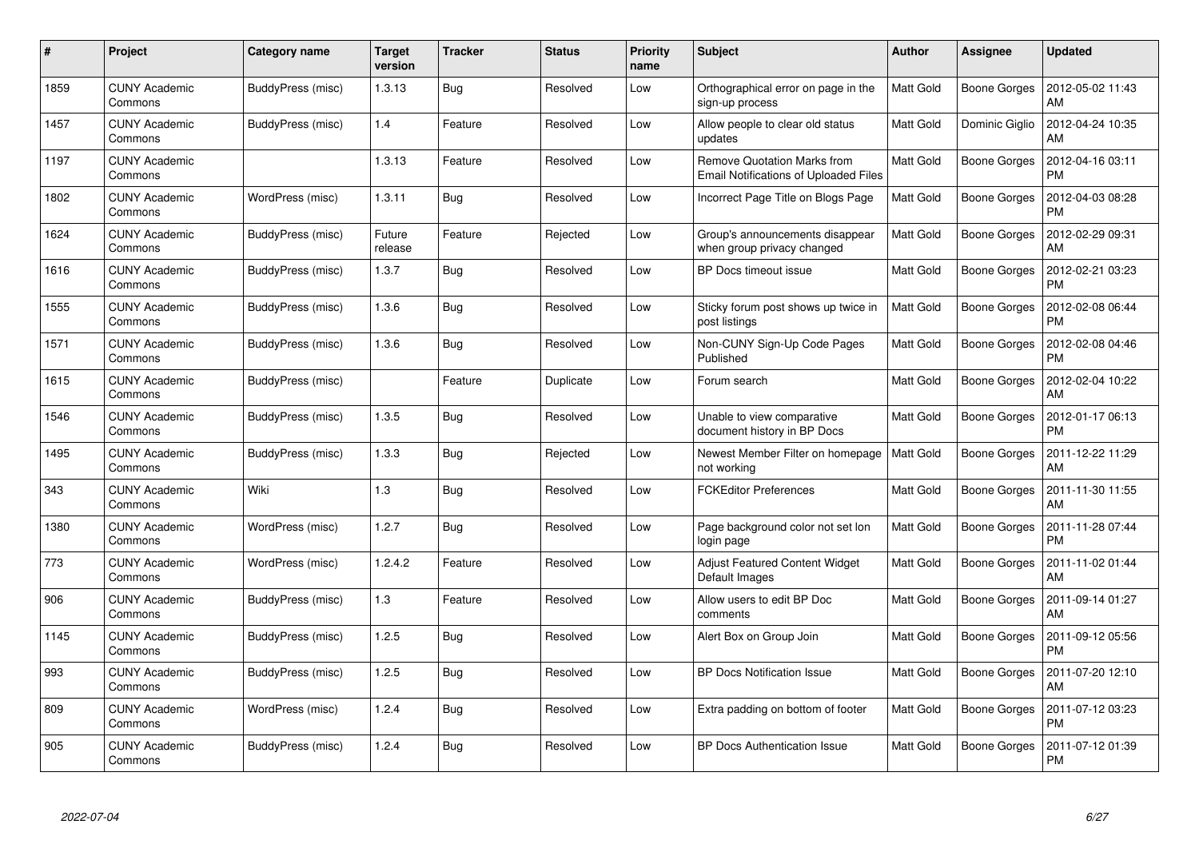| # | Project | Category name | Target version | Tracker | Status | Priority name | Subject | Author | Assignee | Updated |
|---|---|---|---|---|---|---|---|---|---|---|
| 1859 | CUNY Academic Commons | BuddyPress (misc) | 1.3.13 | Bug | Resolved | Low | Orthographical error on page in the sign-up process | Matt Gold | Boone Gorges | 2012-05-02 11:43 AM |
| 1457 | CUNY Academic Commons | BuddyPress (misc) | 1.4 | Feature | Resolved | Low | Allow people to clear old status updates | Matt Gold | Dominic Giglio | 2012-04-24 10:35 AM |
| 1197 | CUNY Academic Commons | | 1.3.13 | Feature | Resolved | Low | Remove Quotation Marks from Email Notifications of Uploaded Files | Matt Gold | Boone Gorges | 2012-04-16 03:11 PM |
| 1802 | CUNY Academic Commons | WordPress (misc) | 1.3.11 | Bug | Resolved | Low | Incorrect Page Title on Blogs Page | Matt Gold | Boone Gorges | 2012-04-03 08:28 PM |
| 1624 | CUNY Academic Commons | BuddyPress (misc) | Future release | Feature | Rejected | Low | Group's announcements disappear when group privacy changed | Matt Gold | Boone Gorges | 2012-02-29 09:31 AM |
| 1616 | CUNY Academic Commons | BuddyPress (misc) | 1.3.7 | Bug | Resolved | Low | BP Docs timeout issue | Matt Gold | Boone Gorges | 2012-02-21 03:23 PM |
| 1555 | CUNY Academic Commons | BuddyPress (misc) | 1.3.6 | Bug | Resolved | Low | Sticky forum post shows up twice in post listings | Matt Gold | Boone Gorges | 2012-02-08 06:44 PM |
| 1571 | CUNY Academic Commons | BuddyPress (misc) | 1.3.6 | Bug | Resolved | Low | Non-CUNY Sign-Up Code Pages Published | Matt Gold | Boone Gorges | 2012-02-08 04:46 PM |
| 1615 | CUNY Academic Commons | BuddyPress (misc) | | Feature | Duplicate | Low | Forum search | Matt Gold | Boone Gorges | 2012-02-04 10:22 AM |
| 1546 | CUNY Academic Commons | BuddyPress (misc) | 1.3.5 | Bug | Resolved | Low | Unable to view comparative document history in BP Docs | Matt Gold | Boone Gorges | 2012-01-17 06:13 PM |
| 1495 | CUNY Academic Commons | BuddyPress (misc) | 1.3.3 | Bug | Rejected | Low | Newest Member Filter on homepage not working | Matt Gold | Boone Gorges | 2011-12-22 11:29 AM |
| 343 | CUNY Academic Commons | Wiki | 1.3 | Bug | Resolved | Low | FCKEditor Preferences | Matt Gold | Boone Gorges | 2011-11-30 11:55 AM |
| 1380 | CUNY Academic Commons | WordPress (misc) | 1.2.7 | Bug | Resolved | Low | Page background color not set lon login page | Matt Gold | Boone Gorges | 2011-11-28 07:44 PM |
| 773 | CUNY Academic Commons | WordPress (misc) | 1.2.4.2 | Feature | Resolved | Low | Adjust Featured Content Widget Default Images | Matt Gold | Boone Gorges | 2011-11-02 01:44 AM |
| 906 | CUNY Academic Commons | BuddyPress (misc) | 1.3 | Feature | Resolved | Low | Allow users to edit BP Doc comments | Matt Gold | Boone Gorges | 2011-09-14 01:27 AM |
| 1145 | CUNY Academic Commons | BuddyPress (misc) | 1.2.5 | Bug | Resolved | Low | Alert Box on Group Join | Matt Gold | Boone Gorges | 2011-09-12 05:56 PM |
| 993 | CUNY Academic Commons | BuddyPress (misc) | 1.2.5 | Bug | Resolved | Low | BP Docs Notification Issue | Matt Gold | Boone Gorges | 2011-07-20 12:10 AM |
| 809 | CUNY Academic Commons | WordPress (misc) | 1.2.4 | Bug | Resolved | Low | Extra padding on bottom of footer | Matt Gold | Boone Gorges | 2011-07-12 03:23 PM |
| 905 | CUNY Academic Commons | BuddyPress (misc) | 1.2.4 | Bug | Resolved | Low | BP Docs Authentication Issue | Matt Gold | Boone Gorges | 2011-07-12 01:39 PM |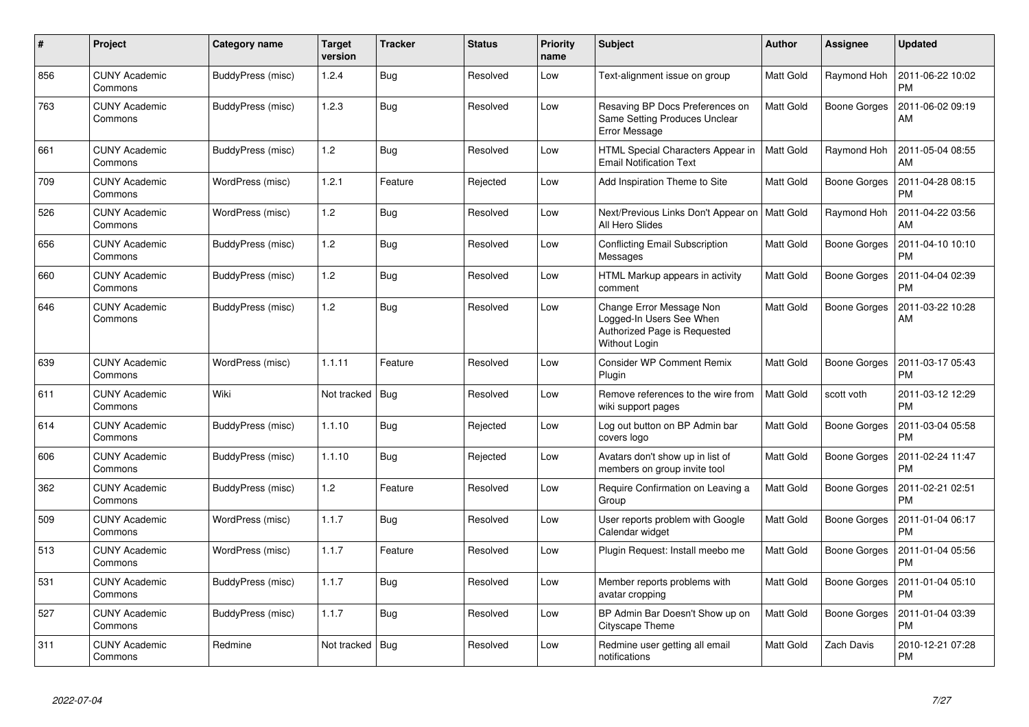| # | Project | Category name | Target version | Tracker | Status | Priority name | Subject | Author | Assignee | Updated |
|---|---|---|---|---|---|---|---|---|---|---|
| 856 | CUNY Academic Commons | BuddyPress (misc) | 1.2.4 | Bug | Resolved | Low | Text-alignment issue on group | Matt Gold | Raymond Hoh | 2011-06-22 10:02 PM |
| 763 | CUNY Academic Commons | BuddyPress (misc) | 1.2.3 | Bug | Resolved | Low | Resaving BP Docs Preferences on Same Setting Produces Unclear Error Message | Matt Gold | Boone Gorges | 2011-06-02 09:19 AM |
| 661 | CUNY Academic Commons | BuddyPress (misc) | 1.2 | Bug | Resolved | Low | HTML Special Characters Appear in Email Notification Text | Matt Gold | Raymond Hoh | 2011-05-04 08:55 AM |
| 709 | CUNY Academic Commons | WordPress (misc) | 1.2.1 | Feature | Rejected | Low | Add Inspiration Theme to Site | Matt Gold | Boone Gorges | 2011-04-28 08:15 PM |
| 526 | CUNY Academic Commons | WordPress (misc) | 1.2 | Bug | Resolved | Low | Next/Previous Links Don't Appear on All Hero Slides | Matt Gold | Raymond Hoh | 2011-04-22 03:56 AM |
| 656 | CUNY Academic Commons | BuddyPress (misc) | 1.2 | Bug | Resolved | Low | Conflicting Email Subscription Messages | Matt Gold | Boone Gorges | 2011-04-10 10:10 PM |
| 660 | CUNY Academic Commons | BuddyPress (misc) | 1.2 | Bug | Resolved | Low | HTML Markup appears in activity comment | Matt Gold | Boone Gorges | 2011-04-04 02:39 PM |
| 646 | CUNY Academic Commons | BuddyPress (misc) | 1.2 | Bug | Resolved | Low | Change Error Message Non Logged-In Users See When Authorized Page is Requested Without Login | Matt Gold | Boone Gorges | 2011-03-22 10:28 AM |
| 639 | CUNY Academic Commons | WordPress (misc) | 1.1.11 | Feature | Resolved | Low | Consider WP Comment Remix Plugin | Matt Gold | Boone Gorges | 2011-03-17 05:43 PM |
| 611 | CUNY Academic Commons | Wiki | Not tracked | Bug | Resolved | Low | Remove references to the wire from wiki support pages | Matt Gold | scott voth | 2011-03-12 12:29 PM |
| 614 | CUNY Academic Commons | BuddyPress (misc) | 1.1.10 | Bug | Rejected | Low | Log out button on BP Admin bar covers logo | Matt Gold | Boone Gorges | 2011-03-04 05:58 PM |
| 606 | CUNY Academic Commons | BuddyPress (misc) | 1.1.10 | Bug | Rejected | Low | Avatars don't show up in list of members on group invite tool | Matt Gold | Boone Gorges | 2011-02-24 11:47 PM |
| 362 | CUNY Academic Commons | BuddyPress (misc) | 1.2 | Feature | Resolved | Low | Require Confirmation on Leaving a Group | Matt Gold | Boone Gorges | 2011-02-21 02:51 PM |
| 509 | CUNY Academic Commons | WordPress (misc) | 1.1.7 | Bug | Resolved | Low | User reports problem with Google Calendar widget | Matt Gold | Boone Gorges | 2011-01-04 06:17 PM |
| 513 | CUNY Academic Commons | WordPress (misc) | 1.1.7 | Feature | Resolved | Low | Plugin Request: Install meebo me | Matt Gold | Boone Gorges | 2011-01-04 05:56 PM |
| 531 | CUNY Academic Commons | BuddyPress (misc) | 1.1.7 | Bug | Resolved | Low | Member reports problems with avatar cropping | Matt Gold | Boone Gorges | 2011-01-04 05:10 PM |
| 527 | CUNY Academic Commons | BuddyPress (misc) | 1.1.7 | Bug | Resolved | Low | BP Admin Bar Doesn't Show up on Cityscape Theme | Matt Gold | Boone Gorges | 2011-01-04 03:39 PM |
| 311 | CUNY Academic Commons | Redmine | Not tracked | Bug | Resolved | Low | Redmine user getting all email notifications | Matt Gold | Zach Davis | 2010-12-21 07:28 PM |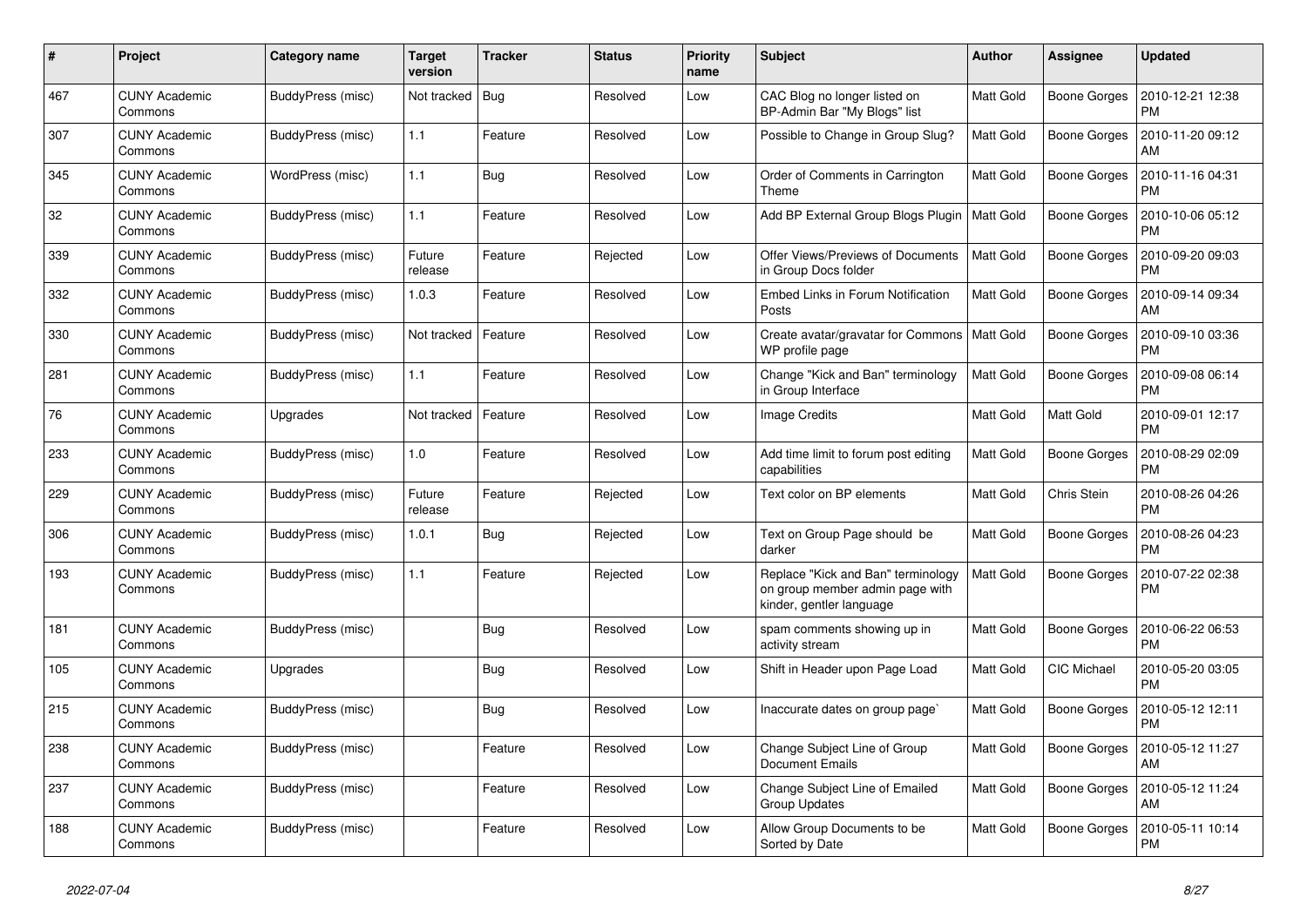| # | Project | Category name | Target version | Tracker | Status | Priority name | Subject | Author | Assignee | Updated |
|---|---|---|---|---|---|---|---|---|---|---|
| 467 | CUNY Academic Commons | BuddyPress (misc) | Not tracked | Bug | Resolved | Low | CAC Blog no longer listed on BP-Admin Bar "My Blogs" list | Matt Gold | Boone Gorges | 2010-12-21 12:38 PM |
| 307 | CUNY Academic Commons | BuddyPress (misc) | 1.1 | Feature | Resolved | Low | Possible to Change in Group Slug? | Matt Gold | Boone Gorges | 2010-11-20 09:12 AM |
| 345 | CUNY Academic Commons | WordPress (misc) | 1.1 | Bug | Resolved | Low | Order of Comments in Carrington Theme | Matt Gold | Boone Gorges | 2010-11-16 04:31 PM |
| 32 | CUNY Academic Commons | BuddyPress (misc) | 1.1 | Feature | Resolved | Low | Add BP External Group Blogs Plugin | Matt Gold | Boone Gorges | 2010-10-06 05:12 PM |
| 339 | CUNY Academic Commons | BuddyPress (misc) | Future release | Feature | Rejected | Low | Offer Views/Previews of Documents in Group Docs folder | Matt Gold | Boone Gorges | 2010-09-20 09:03 PM |
| 332 | CUNY Academic Commons | BuddyPress (misc) | 1.0.3 | Feature | Resolved | Low | Embed Links in Forum Notification Posts | Matt Gold | Boone Gorges | 2010-09-14 09:34 AM |
| 330 | CUNY Academic Commons | BuddyPress (misc) | Not tracked | Feature | Resolved | Low | Create avatar/gravatar for Commons WP profile page | Matt Gold | Boone Gorges | 2010-09-10 03:36 PM |
| 281 | CUNY Academic Commons | BuddyPress (misc) | 1.1 | Feature | Resolved | Low | Change "Kick and Ban" terminology in Group Interface | Matt Gold | Boone Gorges | 2010-09-08 06:14 PM |
| 76 | CUNY Academic Commons | Upgrades | Not tracked | Feature | Resolved | Low | Image Credits | Matt Gold | Matt Gold | 2010-09-01 12:17 PM |
| 233 | CUNY Academic Commons | BuddyPress (misc) | 1.0 | Feature | Resolved | Low | Add time limit to forum post editing capabilities | Matt Gold | Boone Gorges | 2010-08-29 02:09 PM |
| 229 | CUNY Academic Commons | BuddyPress (misc) | Future release | Feature | Rejected | Low | Text color on BP elements | Matt Gold | Chris Stein | 2010-08-26 04:26 PM |
| 306 | CUNY Academic Commons | BuddyPress (misc) | 1.0.1 | Bug | Rejected | Low | Text on Group Page should be darker | Matt Gold | Boone Gorges | 2010-08-26 04:23 PM |
| 193 | CUNY Academic Commons | BuddyPress (misc) | 1.1 | Feature | Rejected | Low | Replace "Kick and Ban" terminology on group member admin page with kinder, gentler language | Matt Gold | Boone Gorges | 2010-07-22 02:38 PM |
| 181 | CUNY Academic Commons | BuddyPress (misc) | | Bug | Resolved | Low | spam comments showing up in activity stream | Matt Gold | Boone Gorges | 2010-06-22 06:53 PM |
| 105 | CUNY Academic Commons | Upgrades | | Bug | Resolved | Low | Shift in Header upon Page Load | Matt Gold | CIC Michael | 2010-05-20 03:05 PM |
| 215 | CUNY Academic Commons | BuddyPress (misc) | | Bug | Resolved | Low | Inaccurate dates on group page` | Matt Gold | Boone Gorges | 2010-05-12 12:11 PM |
| 238 | CUNY Academic Commons | BuddyPress (misc) | | Feature | Resolved | Low | Change Subject Line of Group Document Emails | Matt Gold | Boone Gorges | 2010-05-12 11:27 AM |
| 237 | CUNY Academic Commons | BuddyPress (misc) | | Feature | Resolved | Low | Change Subject Line of Emailed Group Updates | Matt Gold | Boone Gorges | 2010-05-12 11:24 AM |
| 188 | CUNY Academic Commons | BuddyPress (misc) | | Feature | Resolved | Low | Allow Group Documents to be Sorted by Date | Matt Gold | Boone Gorges | 2010-05-11 10:14 PM |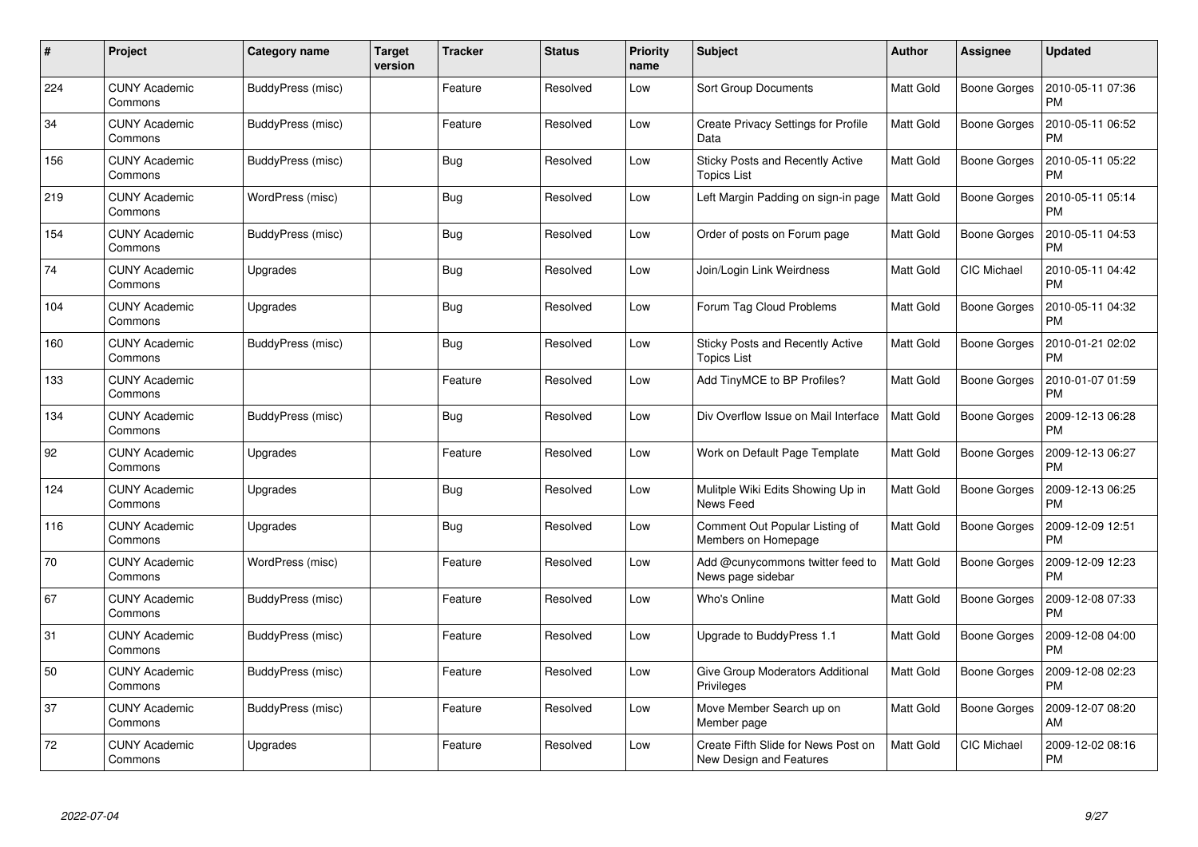| # | Project | Category name | Target version | Tracker | Status | Priority name | Subject | Author | Assignee | Updated |
|---|---|---|---|---|---|---|---|---|---|---|
| 224 | CUNY Academic Commons | BuddyPress (misc) | | Feature | Resolved | Low | Sort Group Documents | Matt Gold | Boone Gorges | 2010-05-11 07:36 PM |
| 34 | CUNY Academic Commons | BuddyPress (misc) | | Feature | Resolved | Low | Create Privacy Settings for Profile Data | Matt Gold | Boone Gorges | 2010-05-11 06:52 PM |
| 156 | CUNY Academic Commons | BuddyPress (misc) | | Bug | Resolved | Low | Sticky Posts and Recently Active Topics List | Matt Gold | Boone Gorges | 2010-05-11 05:22 PM |
| 219 | CUNY Academic Commons | WordPress (misc) | | Bug | Resolved | Low | Left Margin Padding on sign-in page | Matt Gold | Boone Gorges | 2010-05-11 05:14 PM |
| 154 | CUNY Academic Commons | BuddyPress (misc) | | Bug | Resolved | Low | Order of posts on Forum page | Matt Gold | Boone Gorges | 2010-05-11 04:53 PM |
| 74 | CUNY Academic Commons | Upgrades | | Bug | Resolved | Low | Join/Login Link Weirdness | Matt Gold | CIC Michael | 2010-05-11 04:42 PM |
| 104 | CUNY Academic Commons | Upgrades | | Bug | Resolved | Low | Forum Tag Cloud Problems | Matt Gold | Boone Gorges | 2010-05-11 04:32 PM |
| 160 | CUNY Academic Commons | BuddyPress (misc) | | Bug | Resolved | Low | Sticky Posts and Recently Active Topics List | Matt Gold | Boone Gorges | 2010-01-21 02:02 PM |
| 133 | CUNY Academic Commons | | | Feature | Resolved | Low | Add TinyMCE to BP Profiles? | Matt Gold | Boone Gorges | 2010-01-07 01:59 PM |
| 134 | CUNY Academic Commons | BuddyPress (misc) | | Bug | Resolved | Low | Div Overflow Issue on Mail Interface | Matt Gold | Boone Gorges | 2009-12-13 06:28 PM |
| 92 | CUNY Academic Commons | Upgrades | | Feature | Resolved | Low | Work on Default Page Template | Matt Gold | Boone Gorges | 2009-12-13 06:27 PM |
| 124 | CUNY Academic Commons | Upgrades | | Bug | Resolved | Low | Mulitple Wiki Edits Showing Up in News Feed | Matt Gold | Boone Gorges | 2009-12-13 06:25 PM |
| 116 | CUNY Academic Commons | Upgrades | | Bug | Resolved | Low | Comment Out Popular Listing of Members on Homepage | Matt Gold | Boone Gorges | 2009-12-09 12:51 PM |
| 70 | CUNY Academic Commons | WordPress (misc) | | Feature | Resolved | Low | Add @cunycommons twitter feed to News page sidebar | Matt Gold | Boone Gorges | 2009-12-09 12:23 PM |
| 67 | CUNY Academic Commons | BuddyPress (misc) | | Feature | Resolved | Low | Who's Online | Matt Gold | Boone Gorges | 2009-12-08 07:33 PM |
| 31 | CUNY Academic Commons | BuddyPress (misc) | | Feature | Resolved | Low | Upgrade to BuddyPress 1.1 | Matt Gold | Boone Gorges | 2009-12-08 04:00 PM |
| 50 | CUNY Academic Commons | BuddyPress (misc) | | Feature | Resolved | Low | Give Group Moderators Additional Privileges | Matt Gold | Boone Gorges | 2009-12-08 02:23 PM |
| 37 | CUNY Academic Commons | BuddyPress (misc) | | Feature | Resolved | Low | Move Member Search up on Member page | Matt Gold | Boone Gorges | 2009-12-07 08:20 AM |
| 72 | CUNY Academic Commons | Upgrades | | Feature | Resolved | Low | Create Fifth Slide for News Post on New Design and Features | Matt Gold | CIC Michael | 2009-12-02 08:16 PM |

2022-07-04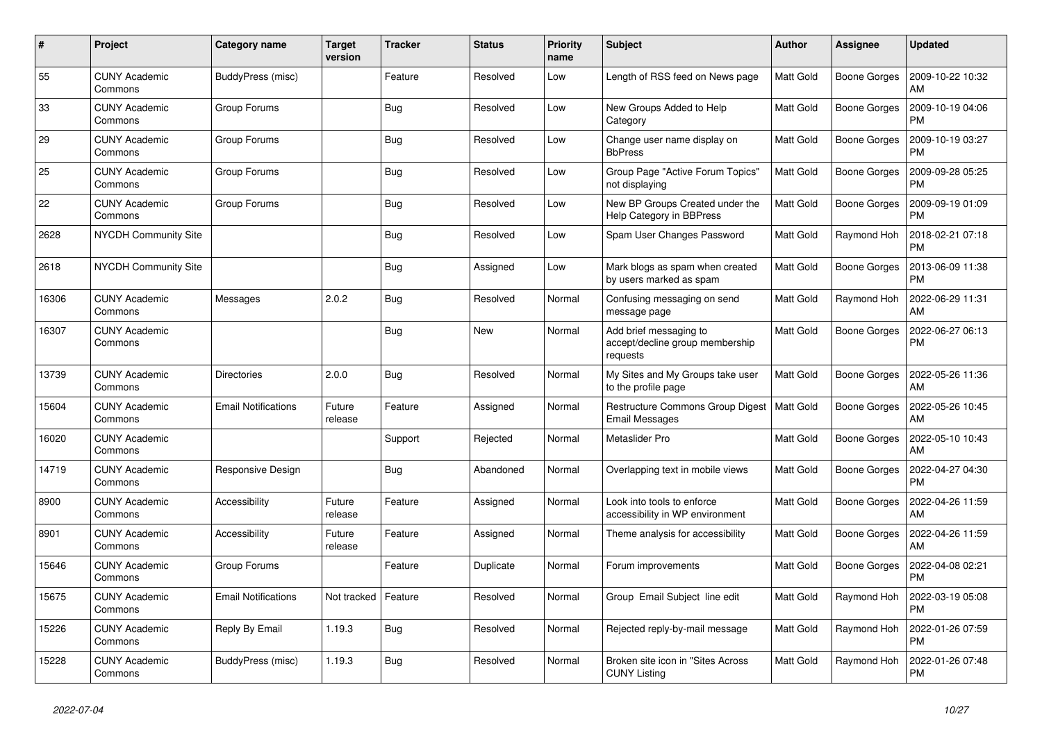| # | Project | Category name | Target version | Tracker | Status | Priority name | Subject | Author | Assignee | Updated |
|---|---|---|---|---|---|---|---|---|---|---|
| 55 | CUNY Academic Commons | BuddyPress (misc) | | Feature | Resolved | Low | Length of RSS feed on News page | Matt Gold | Boone Gorges | 2009-10-22 10:32 AM |
| 33 | CUNY Academic Commons | Group Forums | | Bug | Resolved | Low | New Groups Added to Help Category | Matt Gold | Boone Gorges | 2009-10-19 04:06 PM |
| 29 | CUNY Academic Commons | Group Forums | | Bug | Resolved | Low | Change user name display on BbPress | Matt Gold | Boone Gorges | 2009-10-19 03:27 PM |
| 25 | CUNY Academic Commons | Group Forums | | Bug | Resolved | Low | Group Page "Active Forum Topics" not displaying | Matt Gold | Boone Gorges | 2009-09-28 05:25 PM |
| 22 | CUNY Academic Commons | Group Forums | | Bug | Resolved | Low | New BP Groups Created under the Help Category in BBPress | Matt Gold | Boone Gorges | 2009-09-19 01:09 PM |
| 2628 | NYCDH Community Site | | | Bug | Resolved | Low | Spam User Changes Password | Matt Gold | Raymond Hoh | 2018-02-21 07:18 PM |
| 2618 | NYCDH Community Site | | | Bug | Assigned | Low | Mark blogs as spam when created by users marked as spam | Matt Gold | Boone Gorges | 2013-06-09 11:38 PM |
| 16306 | CUNY Academic Commons | Messages | 2.0.2 | Bug | Resolved | Normal | Confusing messaging on send message page | Matt Gold | Raymond Hoh | 2022-06-29 11:31 AM |
| 16307 | CUNY Academic Commons | | | Bug | New | Normal | Add brief messaging to accept/decline group membership requests | Matt Gold | Boone Gorges | 2022-06-27 06:13 PM |
| 13739 | CUNY Academic Commons | Directories | 2.0.0 | Bug | Resolved | Normal | My Sites and My Groups take user to the profile page | Matt Gold | Boone Gorges | 2022-05-26 11:36 AM |
| 15604 | CUNY Academic Commons | Email Notifications | Future release | Feature | Assigned | Normal | Restructure Commons Group Digest Email Messages | Matt Gold | Boone Gorges | 2022-05-26 10:45 AM |
| 16020 | CUNY Academic Commons | | | Support | Rejected | Normal | Metaslider Pro | Matt Gold | Boone Gorges | 2022-05-10 10:43 AM |
| 14719 | CUNY Academic Commons | Responsive Design | | Bug | Abandoned | Normal | Overlapping text in mobile views | Matt Gold | Boone Gorges | 2022-04-27 04:30 PM |
| 8900 | CUNY Academic Commons | Accessibility | Future release | Feature | Assigned | Normal | Look into tools to enforce accessibility in WP environment | Matt Gold | Boone Gorges | 2022-04-26 11:59 AM |
| 8901 | CUNY Academic Commons | Accessibility | Future release | Feature | Assigned | Normal | Theme analysis for accessibility | Matt Gold | Boone Gorges | 2022-04-26 11:59 AM |
| 15646 | CUNY Academic Commons | Group Forums | | Feature | Duplicate | Normal | Forum improvements | Matt Gold | Boone Gorges | 2022-04-08 02:21 PM |
| 15675 | CUNY Academic Commons | Email Notifications | Not tracked | Feature | Resolved | Normal | Group Email Subject line edit | Matt Gold | Raymond Hoh | 2022-03-19 05:08 PM |
| 15226 | CUNY Academic Commons | Reply By Email | 1.19.3 | Bug | Resolved | Normal | Rejected reply-by-mail message | Matt Gold | Raymond Hoh | 2022-01-26 07:59 PM |
| 15228 | CUNY Academic Commons | BuddyPress (misc) | 1.19.3 | Bug | Resolved | Normal | Broken site icon in "Sites Across CUNY Listing | Matt Gold | Raymond Hoh | 2022-01-26 07:48 PM |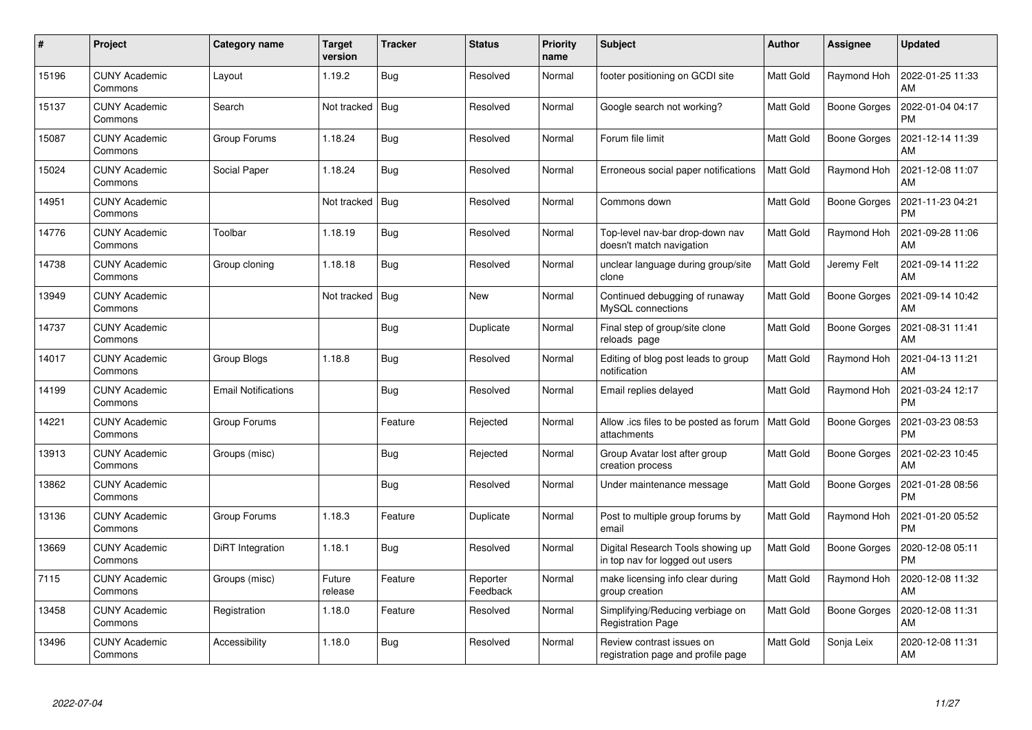| # | Project | Category name | Target version | Tracker | Status | Priority name | Subject | Author | Assignee | Updated |
|---|---|---|---|---|---|---|---|---|---|---|
| 15196 | CUNY Academic Commons | Layout | 1.19.2 | Bug | Resolved | Normal | footer positioning on GCDI site | Matt Gold | Raymond Hoh | 2022-01-25 11:33 AM |
| 15137 | CUNY Academic Commons | Search | Not tracked | Bug | Resolved | Normal | Google search not working? | Matt Gold | Boone Gorges | 2022-01-04 04:17 PM |
| 15087 | CUNY Academic Commons | Group Forums | 1.18.24 | Bug | Resolved | Normal | Forum file limit | Matt Gold | Boone Gorges | 2021-12-14 11:39 AM |
| 15024 | CUNY Academic Commons | Social Paper | 1.18.24 | Bug | Resolved | Normal | Erroneous social paper notifications | Matt Gold | Raymond Hoh | 2021-12-08 11:07 AM |
| 14951 | CUNY Academic Commons | | Not tracked | Bug | Resolved | Normal | Commons down | Matt Gold | Boone Gorges | 2021-11-23 04:21 PM |
| 14776 | CUNY Academic Commons | Toolbar | 1.18.19 | Bug | Resolved | Normal | Top-level nav-bar drop-down nav doesn't match navigation | Matt Gold | Raymond Hoh | 2021-09-28 11:06 AM |
| 14738 | CUNY Academic Commons | Group cloning | 1.18.18 | Bug | Resolved | Normal | unclear language during group/site clone | Matt Gold | Jeremy Felt | 2021-09-14 11:22 AM |
| 13949 | CUNY Academic Commons | | Not tracked | Bug | New | Normal | Continued debugging of runaway MySQL connections | Matt Gold | Boone Gorges | 2021-09-14 10:42 AM |
| 14737 | CUNY Academic Commons | | | Bug | Duplicate | Normal | Final step of group/site clone reloads page | Matt Gold | Boone Gorges | 2021-08-31 11:41 AM |
| 14017 | CUNY Academic Commons | Group Blogs | 1.18.8 | Bug | Resolved | Normal | Editing of blog post leads to group notification | Matt Gold | Raymond Hoh | 2021-04-13 11:21 AM |
| 14199 | CUNY Academic Commons | Email Notifications | | Bug | Resolved | Normal | Email replies delayed | Matt Gold | Raymond Hoh | 2021-03-24 12:17 PM |
| 14221 | CUNY Academic Commons | Group Forums | | Feature | Rejected | Normal | Allow .ics files to be posted as forum attachments | Matt Gold | Boone Gorges | 2021-03-23 08:53 PM |
| 13913 | CUNY Academic Commons | Groups (misc) | | Bug | Rejected | Normal | Group Avatar lost after group creation process | Matt Gold | Boone Gorges | 2021-02-23 10:45 AM |
| 13862 | CUNY Academic Commons | | | Bug | Resolved | Normal | Under maintenance message | Matt Gold | Boone Gorges | 2021-01-28 08:56 PM |
| 13136 | CUNY Academic Commons | Group Forums | 1.18.3 | Feature | Duplicate | Normal | Post to multiple group forums by email | Matt Gold | Raymond Hoh | 2021-01-20 05:52 PM |
| 13669 | CUNY Academic Commons | DiRT Integration | 1.18.1 | Bug | Resolved | Normal | Digital Research Tools showing up in top nav for logged out users | Matt Gold | Boone Gorges | 2020-12-08 05:11 PM |
| 7115 | CUNY Academic Commons | Groups (misc) | Future release | Feature | Reporter Feedback | Normal | make licensing info clear during group creation | Matt Gold | Raymond Hoh | 2020-12-08 11:32 AM |
| 13458 | CUNY Academic Commons | Registration | 1.18.0 | Feature | Resolved | Normal | Simplifying/Reducing verbiage on Registration Page | Matt Gold | Boone Gorges | 2020-12-08 11:31 AM |
| 13496 | CUNY Academic Commons | Accessibility | 1.18.0 | Bug | Resolved | Normal | Review contrast issues on registration page and profile page | Matt Gold | Sonja Leix | 2020-12-08 11:31 AM |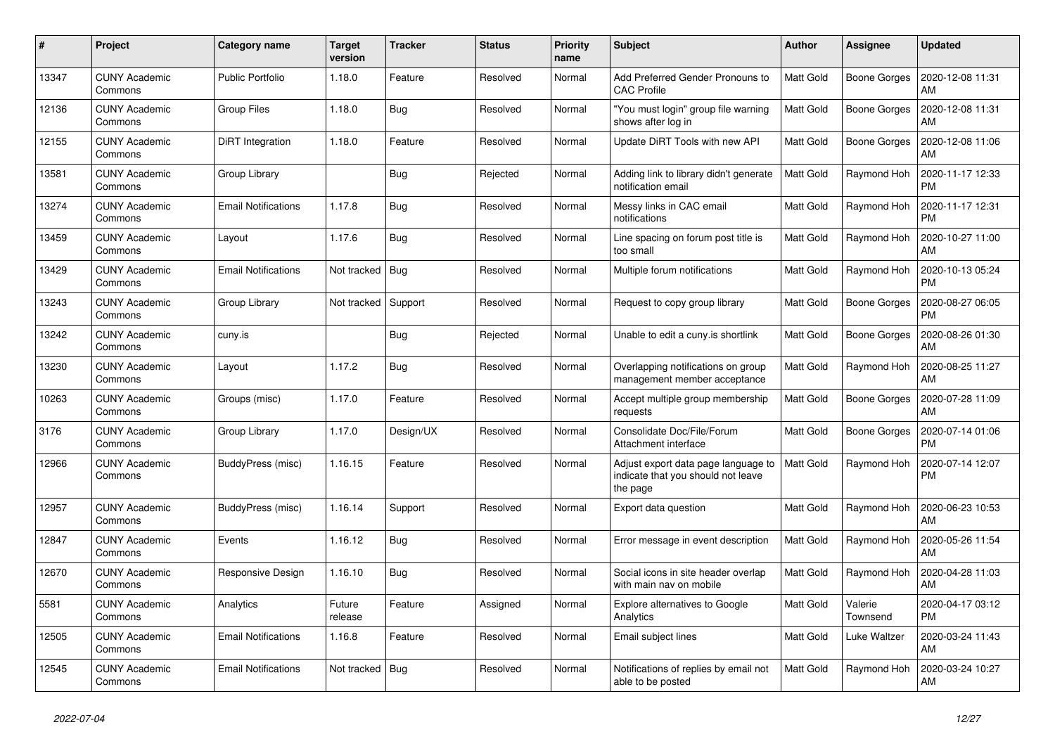| # | Project | Category name | Target version | Tracker | Status | Priority name | Subject | Author | Assignee | Updated |
|---|---|---|---|---|---|---|---|---|---|---|
| 13347 | CUNY Academic Commons | Public Portfolio | 1.18.0 | Feature | Resolved | Normal | Add Preferred Gender Pronouns to CAC Profile | Matt Gold | Boone Gorges | 2020-12-08 11:31 AM |
| 12136 | CUNY Academic Commons | Group Files | 1.18.0 | Bug | Resolved | Normal | "You must login" group file warning shows after log in | Matt Gold | Boone Gorges | 2020-12-08 11:31 AM |
| 12155 | CUNY Academic Commons | DiRT Integration | 1.18.0 | Feature | Resolved | Normal | Update DiRT Tools with new API | Matt Gold | Boone Gorges | 2020-12-08 11:06 AM |
| 13581 | CUNY Academic Commons | Group Library | | Bug | Rejected | Normal | Adding link to library didn't generate notification email | Matt Gold | Raymond Hoh | 2020-11-17 12:33 PM |
| 13274 | CUNY Academic Commons | Email Notifications | 1.17.8 | Bug | Resolved | Normal | Messy links in CAC email notifications | Matt Gold | Raymond Hoh | 2020-11-17 12:31 PM |
| 13459 | CUNY Academic Commons | Layout | 1.17.6 | Bug | Resolved | Normal | Line spacing on forum post title is too small | Matt Gold | Raymond Hoh | 2020-10-27 11:00 AM |
| 13429 | CUNY Academic Commons | Email Notifications | Not tracked | Bug | Resolved | Normal | Multiple forum notifications | Matt Gold | Raymond Hoh | 2020-10-13 05:24 PM |
| 13243 | CUNY Academic Commons | Group Library | Not tracked | Support | Resolved | Normal | Request to copy group library | Matt Gold | Boone Gorges | 2020-08-27 06:05 PM |
| 13242 | CUNY Academic Commons | cuny.is | | Bug | Rejected | Normal | Unable to edit a cuny.is shortlink | Matt Gold | Boone Gorges | 2020-08-26 01:30 AM |
| 13230 | CUNY Academic Commons | Layout | 1.17.2 | Bug | Resolved | Normal | Overlapping notifications on group management member acceptance | Matt Gold | Raymond Hoh | 2020-08-25 11:27 AM |
| 10263 | CUNY Academic Commons | Groups (misc) | 1.17.0 | Feature | Resolved | Normal | Accept multiple group membership requests | Matt Gold | Boone Gorges | 2020-07-28 11:09 AM |
| 3176 | CUNY Academic Commons | Group Library | 1.17.0 | Design/UX | Resolved | Normal | Consolidate Doc/File/Forum Attachment interface | Matt Gold | Boone Gorges | 2020-07-14 01:06 PM |
| 12966 | CUNY Academic Commons | BuddyPress (misc) | 1.16.15 | Feature | Resolved | Normal | Adjust export data page language to indicate that you should not leave the page | Matt Gold | Raymond Hoh | 2020-07-14 12:07 PM |
| 12957 | CUNY Academic Commons | BuddyPress (misc) | 1.16.14 | Support | Resolved | Normal | Export data question | Matt Gold | Raymond Hoh | 2020-06-23 10:53 AM |
| 12847 | CUNY Academic Commons | Events | 1.16.12 | Bug | Resolved | Normal | Error message in event description | Matt Gold | Raymond Hoh | 2020-05-26 11:54 AM |
| 12670 | CUNY Academic Commons | Responsive Design | 1.16.10 | Bug | Resolved | Normal | Social icons in site header overlap with main nav on mobile | Matt Gold | Raymond Hoh | 2020-04-28 11:03 AM |
| 5581 | CUNY Academic Commons | Analytics | Future release | Feature | Assigned | Normal | Explore alternatives to Google Analytics | Matt Gold | Valerie Townsend | 2020-04-17 03:12 PM |
| 12505 | CUNY Academic Commons | Email Notifications | 1.16.8 | Feature | Resolved | Normal | Email subject lines | Matt Gold | Luke Waltzer | 2020-03-24 11:43 AM |
| 12545 | CUNY Academic Commons | Email Notifications | Not tracked | Bug | Resolved | Normal | Notifications of replies by email not able to be posted | Matt Gold | Raymond Hoh | 2020-03-24 10:27 AM |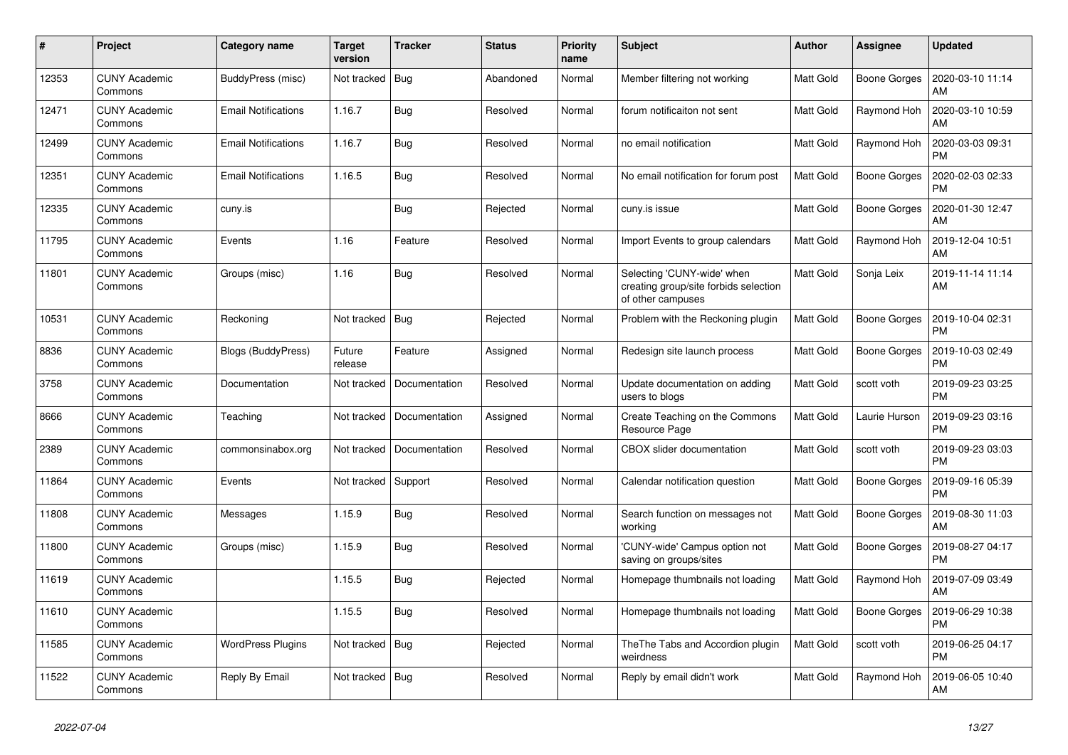| # | Project | Category name | Target version | Tracker | Status | Priority name | Subject | Author | Assignee | Updated |
|---|---|---|---|---|---|---|---|---|---|---|
| 12353 | CUNY Academic Commons | BuddyPress (misc) | Not tracked | Bug | Abandoned | Normal | Member filtering not working | Matt Gold | Boone Gorges | 2020-03-10 11:14 AM |
| 12471 | CUNY Academic Commons | Email Notifications | 1.16.7 | Bug | Resolved | Normal | forum notificaiton not sent | Matt Gold | Raymond Hoh | 2020-03-10 10:59 AM |
| 12499 | CUNY Academic Commons | Email Notifications | 1.16.7 | Bug | Resolved | Normal | no email notification | Matt Gold | Raymond Hoh | 2020-03-03 09:31 PM |
| 12351 | CUNY Academic Commons | Email Notifications | 1.16.5 | Bug | Resolved | Normal | No email notification for forum post | Matt Gold | Boone Gorges | 2020-02-03 02:33 PM |
| 12335 | CUNY Academic Commons | cuny.is | | Bug | Rejected | Normal | cuny.is issue | Matt Gold | Boone Gorges | 2020-01-30 12:47 AM |
| 11795 | CUNY Academic Commons | Events | 1.16 | Feature | Resolved | Normal | Import Events to group calendars | Matt Gold | Raymond Hoh | 2019-12-04 10:51 AM |
| 11801 | CUNY Academic Commons | Groups (misc) | 1.16 | Bug | Resolved | Normal | Selecting 'CUNY-wide' when creating group/site forbids selection of other campuses | Matt Gold | Sonja Leix | 2019-11-14 11:14 AM |
| 10531 | CUNY Academic Commons | Reckoning | Not tracked | Bug | Rejected | Normal | Problem with the Reckoning plugin | Matt Gold | Boone Gorges | 2019-10-04 02:31 PM |
| 8836 | CUNY Academic Commons | Blogs (BuddyPress) | Future release | Feature | Assigned | Normal | Redesign site launch process | Matt Gold | Boone Gorges | 2019-10-03 02:49 PM |
| 3758 | CUNY Academic Commons | Documentation | Not tracked | Documentation | Resolved | Normal | Update documentation on adding users to blogs | Matt Gold | scott voth | 2019-09-23 03:25 PM |
| 8666 | CUNY Academic Commons | Teaching | Not tracked | Documentation | Assigned | Normal | Create Teaching on the Commons Resource Page | Matt Gold | Laurie Hurson | 2019-09-23 03:16 PM |
| 2389 | CUNY Academic Commons | commonsinabox.org | Not tracked | Documentation | Resolved | Normal | CBOX slider documentation | Matt Gold | scott voth | 2019-09-23 03:03 PM |
| 11864 | CUNY Academic Commons | Events | Not tracked | Support | Resolved | Normal | Calendar notification question | Matt Gold | Boone Gorges | 2019-09-16 05:39 PM |
| 11808 | CUNY Academic Commons | Messages | 1.15.9 | Bug | Resolved | Normal | Search function on messages not working | Matt Gold | Boone Gorges | 2019-08-30 11:03 AM |
| 11800 | CUNY Academic Commons | Groups (misc) | 1.15.9 | Bug | Resolved | Normal | 'CUNY-wide' Campus option not saving on groups/sites | Matt Gold | Boone Gorges | 2019-08-27 04:17 PM |
| 11619 | CUNY Academic Commons | | 1.15.5 | Bug | Rejected | Normal | Homepage thumbnails not loading | Matt Gold | Raymond Hoh | 2019-07-09 03:49 AM |
| 11610 | CUNY Academic Commons | | 1.15.5 | Bug | Resolved | Normal | Homepage thumbnails not loading | Matt Gold | Boone Gorges | 2019-06-29 10:38 PM |
| 11585 | CUNY Academic Commons | WordPress Plugins | Not tracked | Bug | Rejected | Normal | TheThe Tabs and Accordion plugin weirdness | Matt Gold | scott voth | 2019-06-25 04:17 PM |
| 11522 | CUNY Academic Commons | Reply By Email | Not tracked | Bug | Resolved | Normal | Reply by email didn't work | Matt Gold | Raymond Hoh | 2019-06-05 10:40 AM |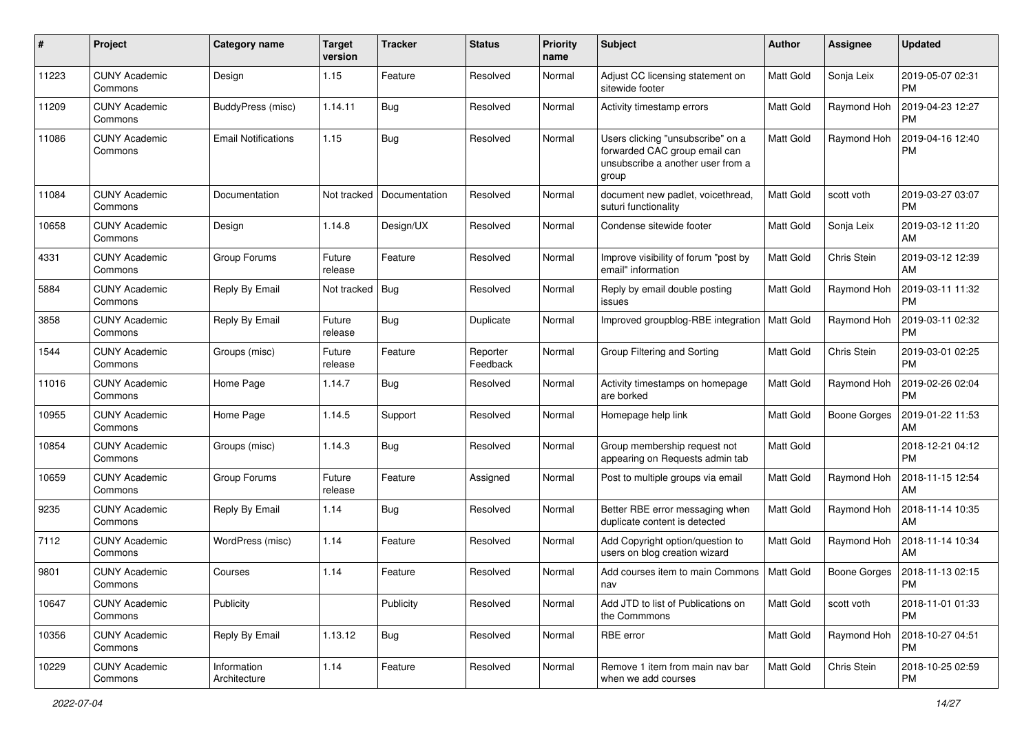| # | Project | Category name | Target version | Tracker | Status | Priority name | Subject | Author | Assignee | Updated |
|---|---|---|---|---|---|---|---|---|---|---|
| 11223 | CUNY Academic Commons | Design | 1.15 | Feature | Resolved | Normal | Adjust CC licensing statement on sitewide footer | Matt Gold | Sonja Leix | 2019-05-07 02:31 PM |
| 11209 | CUNY Academic Commons | BuddyPress (misc) | 1.14.11 | Bug | Resolved | Normal | Activity timestamp errors | Matt Gold | Raymond Hoh | 2019-04-23 12:27 PM |
| 11086 | CUNY Academic Commons | Email Notifications | 1.15 | Bug | Resolved | Normal | Users clicking "unsubscribe" on a forwarded CAC group email can unsubscribe a another user from a group | Matt Gold | Raymond Hoh | 2019-04-16 12:40 PM |
| 11084 | CUNY Academic Commons | Documentation | Not tracked | Documentation | Resolved | Normal | document new padlet, voicethread, suturi functionality | Matt Gold | scott voth | 2019-03-27 03:07 PM |
| 10658 | CUNY Academic Commons | Design | 1.14.8 | Design/UX | Resolved | Normal | Condense sitewide footer | Matt Gold | Sonja Leix | 2019-03-12 11:20 AM |
| 4331 | CUNY Academic Commons | Group Forums | Future release | Feature | Resolved | Normal | Improve visibility of forum "post by email" information | Matt Gold | Chris Stein | 2019-03-12 12:39 AM |
| 5884 | CUNY Academic Commons | Reply By Email | Not tracked | Bug | Resolved | Normal | Reply by email double posting issues | Matt Gold | Raymond Hoh | 2019-03-11 11:32 PM |
| 3858 | CUNY Academic Commons | Reply By Email | Future release | Bug | Duplicate | Normal | Improved groupblog-RBE integration | Matt Gold | Raymond Hoh | 2019-03-11 02:32 PM |
| 1544 | CUNY Academic Commons | Groups (misc) | Future release | Feature | Reporter Feedback | Normal | Group Filtering and Sorting | Matt Gold | Chris Stein | 2019-03-01 02:25 PM |
| 11016 | CUNY Academic Commons | Home Page | 1.14.7 | Bug | Resolved | Normal | Activity timestamps on homepage are borked | Matt Gold | Raymond Hoh | 2019-02-26 02:04 PM |
| 10955 | CUNY Academic Commons | Home Page | 1.14.5 | Support | Resolved | Normal | Homepage help link | Matt Gold | Boone Gorges | 2019-01-22 11:53 AM |
| 10854 | CUNY Academic Commons | Groups (misc) | 1.14.3 | Bug | Resolved | Normal | Group membership request not appearing on Requests admin tab | Matt Gold | | 2018-12-21 04:12 PM |
| 10659 | CUNY Academic Commons | Group Forums | Future release | Feature | Assigned | Normal | Post to multiple groups via email | Matt Gold | Raymond Hoh | 2018-11-15 12:54 AM |
| 9235 | CUNY Academic Commons | Reply By Email | 1.14 | Bug | Resolved | Normal | Better RBE error messaging when duplicate content is detected | Matt Gold | Raymond Hoh | 2018-11-14 10:35 AM |
| 7112 | CUNY Academic Commons | WordPress (misc) | 1.14 | Feature | Resolved | Normal | Add Copyright option/question to users on blog creation wizard | Matt Gold | Raymond Hoh | 2018-11-14 10:34 AM |
| 9801 | CUNY Academic Commons | Courses | 1.14 | Feature | Resolved | Normal | Add courses item to main Commons nav | Matt Gold | Boone Gorges | 2018-11-13 02:15 PM |
| 10647 | CUNY Academic Commons | Publicity | | Publicity | Resolved | Normal | Add JTD to list of Publications on the Commmons | Matt Gold | scott voth | 2018-11-01 01:33 PM |
| 10356 | CUNY Academic Commons | Reply By Email | 1.13.12 | Bug | Resolved | Normal | RBE error | Matt Gold | Raymond Hoh | 2018-10-27 04:51 PM |
| 10229 | CUNY Academic Commons | Information Architecture | 1.14 | Feature | Resolved | Normal | Remove 1 item from main nav bar when we add courses | Matt Gold | Chris Stein | 2018-10-25 02:59 PM |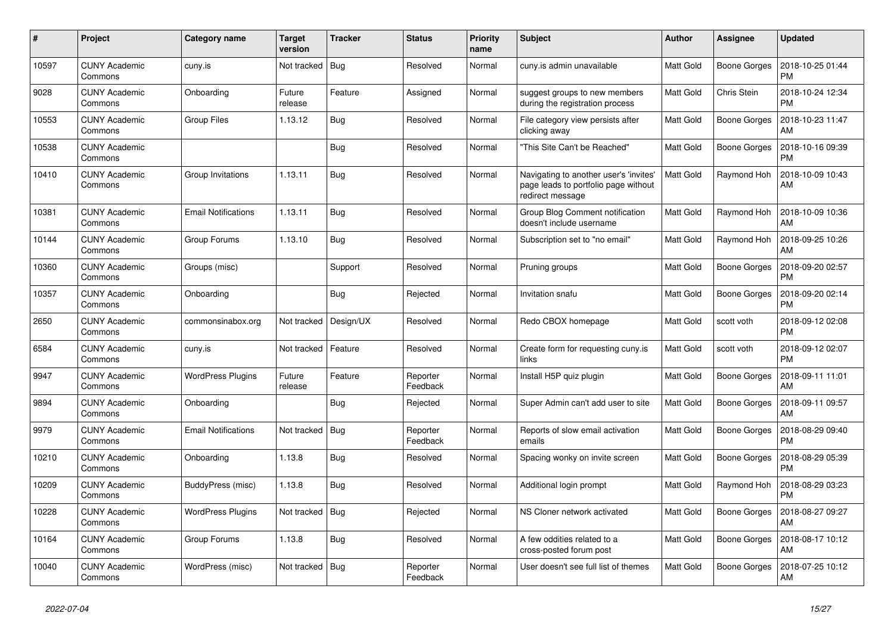| # | Project | Category name | Target version | Tracker | Status | Priority name | Subject | Author | Assignee | Updated |
|---|---|---|---|---|---|---|---|---|---|---|
| 10597 | CUNY Academic Commons | cuny.is | Not tracked | Bug | Resolved | Normal | cuny.is admin unavailable | Matt Gold | Boone Gorges | 2018-10-25 01:44 PM |
| 9028 | CUNY Academic Commons | Onboarding | Future release | Feature | Assigned | Normal | suggest groups to new members during the registration process | Matt Gold | Chris Stein | 2018-10-24 12:34 PM |
| 10553 | CUNY Academic Commons | Group Files | 1.13.12 | Bug | Resolved | Normal | File category view persists after clicking away | Matt Gold | Boone Gorges | 2018-10-23 11:47 AM |
| 10538 | CUNY Academic Commons | | | Bug | Resolved | Normal | "This Site Can't be Reached" | Matt Gold | Boone Gorges | 2018-10-16 09:39 PM |
| 10410 | CUNY Academic Commons | Group Invitations | 1.13.11 | Bug | Resolved | Normal | Navigating to another user's 'invites' page leads to portfolio page without redirect message | Matt Gold | Raymond Hoh | 2018-10-09 10:43 AM |
| 10381 | CUNY Academic Commons | Email Notifications | 1.13.11 | Bug | Resolved | Normal | Group Blog Comment notification doesn't include username | Matt Gold | Raymond Hoh | 2018-10-09 10:36 AM |
| 10144 | CUNY Academic Commons | Group Forums | 1.13.10 | Bug | Resolved | Normal | Subscription set to "no email" | Matt Gold | Raymond Hoh | 2018-09-25 10:26 AM |
| 10360 | CUNY Academic Commons | Groups (misc) | | Support | Resolved | Normal | Pruning groups | Matt Gold | Boone Gorges | 2018-09-20 02:57 PM |
| 10357 | CUNY Academic Commons | Onboarding | | Bug | Rejected | Normal | Invitation snafu | Matt Gold | Boone Gorges | 2018-09-20 02:14 PM |
| 2650 | CUNY Academic Commons | commonsinabox.org | Not tracked | Design/UX | Resolved | Normal | Redo CBOX homepage | Matt Gold | scott voth | 2018-09-12 02:08 PM |
| 6584 | CUNY Academic Commons | cuny.is | Not tracked | Feature | Resolved | Normal | Create form for requesting cuny.is links | Matt Gold | scott voth | 2018-09-12 02:07 PM |
| 9947 | CUNY Academic Commons | WordPress Plugins | Future release | Feature | Reporter Feedback | Normal | Install H5P quiz plugin | Matt Gold | Boone Gorges | 2018-09-11 11:01 AM |
| 9894 | CUNY Academic Commons | Onboarding | | Bug | Rejected | Normal | Super Admin can't add user to site | Matt Gold | Boone Gorges | 2018-09-11 09:57 AM |
| 9979 | CUNY Academic Commons | Email Notifications | Not tracked | Bug | Reporter Feedback | Normal | Reports of slow email activation emails | Matt Gold | Boone Gorges | 2018-08-29 09:40 PM |
| 10210 | CUNY Academic Commons | Onboarding | 1.13.8 | Bug | Resolved | Normal | Spacing wonky on invite screen | Matt Gold | Boone Gorges | 2018-08-29 05:39 PM |
| 10209 | CUNY Academic Commons | BuddyPress (misc) | 1.13.8 | Bug | Resolved | Normal | Additional login prompt | Matt Gold | Raymond Hoh | 2018-08-29 03:23 PM |
| 10228 | CUNY Academic Commons | WordPress Plugins | Not tracked | Bug | Rejected | Normal | NS Cloner network activated | Matt Gold | Boone Gorges | 2018-08-27 09:27 AM |
| 10164 | CUNY Academic Commons | Group Forums | 1.13.8 | Bug | Resolved | Normal | A few oddities related to a cross-posted forum post | Matt Gold | Boone Gorges | 2018-08-17 10:12 AM |
| 10040 | CUNY Academic Commons | WordPress (misc) | Not tracked | Bug | Reporter Feedback | Normal | User doesn't see full list of themes | Matt Gold | Boone Gorges | 2018-07-25 10:12 AM |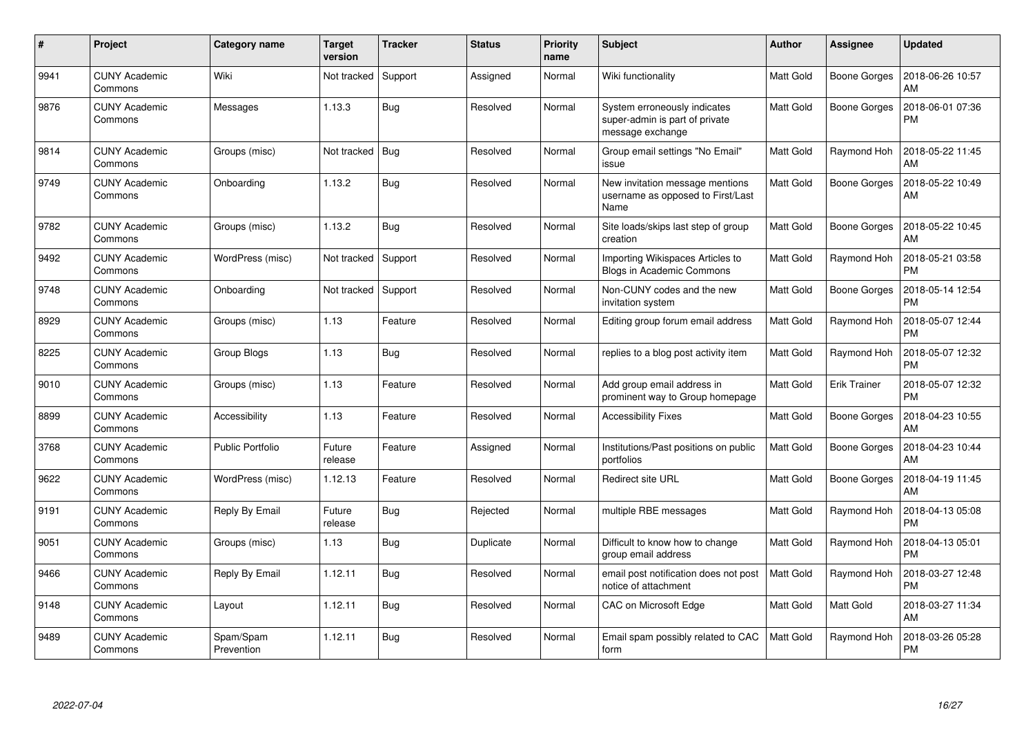| # | Project | Category name | Target version | Tracker | Status | Priority name | Subject | Author | Assignee | Updated |
|---|---|---|---|---|---|---|---|---|---|---|
| 9941 | CUNY Academic Commons | Wiki | Not tracked | Support | Assigned | Normal | Wiki functionality | Matt Gold | Boone Gorges | 2018-06-26 10:57 AM |
| 9876 | CUNY Academic Commons | Messages | 1.13.3 | Bug | Resolved | Normal | System erroneously indicates super-admin is part of private message exchange | Matt Gold | Boone Gorges | 2018-06-01 07:36 PM |
| 9814 | CUNY Academic Commons | Groups (misc) | Not tracked | Bug | Resolved | Normal | Group email settings "No Email" issue | Matt Gold | Raymond Hoh | 2018-05-22 11:45 AM |
| 9749 | CUNY Academic Commons | Onboarding | 1.13.2 | Bug | Resolved | Normal | New invitation message mentions username as opposed to First/Last Name | Matt Gold | Boone Gorges | 2018-05-22 10:49 AM |
| 9782 | CUNY Academic Commons | Groups (misc) | 1.13.2 | Bug | Resolved | Normal | Site loads/skips last step of group creation | Matt Gold | Boone Gorges | 2018-05-22 10:45 AM |
| 9492 | CUNY Academic Commons | WordPress (misc) | Not tracked | Support | Resolved | Normal | Importing Wikispaces Articles to Blogs in Academic Commons | Matt Gold | Raymond Hoh | 2018-05-21 03:58 PM |
| 9748 | CUNY Academic Commons | Onboarding | Not tracked | Support | Resolved | Normal | Non-CUNY codes and the new invitation system | Matt Gold | Boone Gorges | 2018-05-14 12:54 PM |
| 8929 | CUNY Academic Commons | Groups (misc) | 1.13 | Feature | Resolved | Normal | Editing group forum email address | Matt Gold | Raymond Hoh | 2018-05-07 12:44 PM |
| 8225 | CUNY Academic Commons | Group Blogs | 1.13 | Bug | Resolved | Normal | replies to a blog post activity item | Matt Gold | Raymond Hoh | 2018-05-07 12:32 PM |
| 9010 | CUNY Academic Commons | Groups (misc) | 1.13 | Feature | Resolved | Normal | Add group email address in prominent way to Group homepage | Matt Gold | Erik Trainer | 2018-05-07 12:32 PM |
| 8899 | CUNY Academic Commons | Accessibility | 1.13 | Feature | Resolved | Normal | Accessibility Fixes | Matt Gold | Boone Gorges | 2018-04-23 10:55 AM |
| 3768 | CUNY Academic Commons | Public Portfolio | Future release | Feature | Assigned | Normal | Institutions/Past positions on public portfolios | Matt Gold | Boone Gorges | 2018-04-23 10:44 AM |
| 9622 | CUNY Academic Commons | WordPress (misc) | 1.12.13 | Feature | Resolved | Normal | Redirect site URL | Matt Gold | Boone Gorges | 2018-04-19 11:45 AM |
| 9191 | CUNY Academic Commons | Reply By Email | Future release | Bug | Rejected | Normal | multiple RBE messages | Matt Gold | Raymond Hoh | 2018-04-13 05:08 PM |
| 9051 | CUNY Academic Commons | Groups (misc) | 1.13 | Bug | Duplicate | Normal | Difficult to know how to change group email address | Matt Gold | Raymond Hoh | 2018-04-13 05:01 PM |
| 9466 | CUNY Academic Commons | Reply By Email | 1.12.11 | Bug | Resolved | Normal | email post notification does not post notice of attachment | Matt Gold | Raymond Hoh | 2018-03-27 12:48 PM |
| 9148 | CUNY Academic Commons | Layout | 1.12.11 | Bug | Resolved | Normal | CAC on Microsoft Edge | Matt Gold | Matt Gold | 2018-03-27 11:34 AM |
| 9489 | CUNY Academic Commons | Spam/Spam Prevention | 1.12.11 | Bug | Resolved | Normal | Email spam possibly related to CAC form | Matt Gold | Raymond Hoh | 2018-03-26 05:28 PM |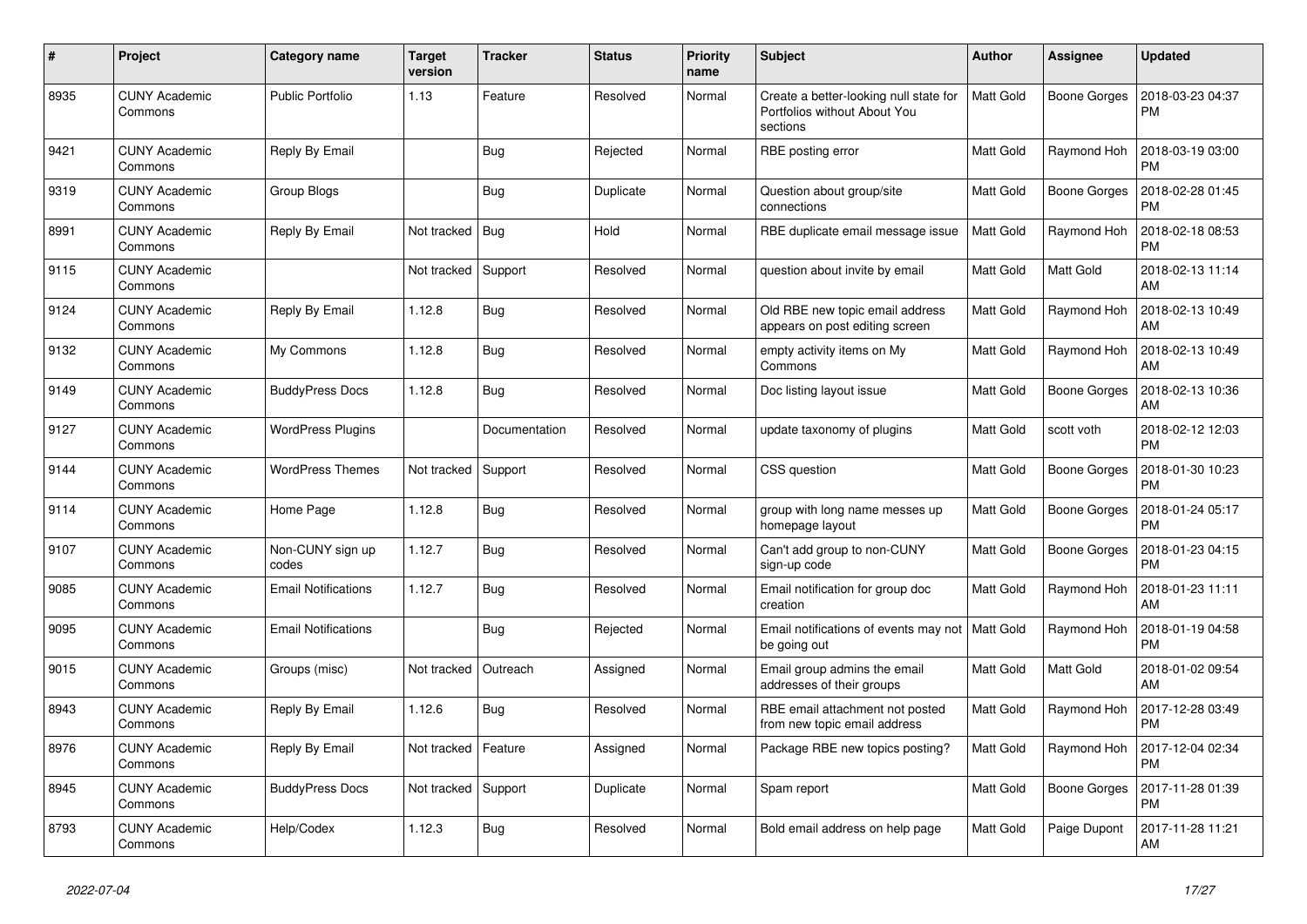| # | Project | Category name | Target version | Tracker | Status | Priority name | Subject | Author | Assignee | Updated |
|---|---|---|---|---|---|---|---|---|---|---|
| 8935 | CUNY Academic Commons | Public Portfolio | 1.13 | Feature | Resolved | Normal | Create a better-looking null state for Portfolios without About You sections | Matt Gold | Boone Gorges | 2018-03-23 04:37 PM |
| 9421 | CUNY Academic Commons | Reply By Email | | Bug | Rejected | Normal | RBE posting error | Matt Gold | Raymond Hoh | 2018-03-19 03:00 PM |
| 9319 | CUNY Academic Commons | Group Blogs | | Bug | Duplicate | Normal | Question about group/site connections | Matt Gold | Boone Gorges | 2018-02-28 01:45 PM |
| 8991 | CUNY Academic Commons | Reply By Email | Not tracked | Bug | Hold | Normal | RBE duplicate email message issue | Matt Gold | Raymond Hoh | 2018-02-18 08:53 PM |
| 9115 | CUNY Academic Commons | | Not tracked | Support | Resolved | Normal | question about invite by email | Matt Gold | Matt Gold | 2018-02-13 11:14 AM |
| 9124 | CUNY Academic Commons | Reply By Email | 1.12.8 | Bug | Resolved | Normal | Old RBE new topic email address appears on post editing screen | Matt Gold | Raymond Hoh | 2018-02-13 10:49 AM |
| 9132 | CUNY Academic Commons | My Commons | 1.12.8 | Bug | Resolved | Normal | empty activity items on My Commons | Matt Gold | Raymond Hoh | 2018-02-13 10:49 AM |
| 9149 | CUNY Academic Commons | BuddyPress Docs | 1.12.8 | Bug | Resolved | Normal | Doc listing layout issue | Matt Gold | Boone Gorges | 2018-02-13 10:36 AM |
| 9127 | CUNY Academic Commons | WordPress Plugins | | Documentation | Resolved | Normal | update taxonomy of plugins | Matt Gold | scott voth | 2018-02-12 12:03 PM |
| 9144 | CUNY Academic Commons | WordPress Themes | Not tracked | Support | Resolved | Normal | CSS question | Matt Gold | Boone Gorges | 2018-01-30 10:23 PM |
| 9114 | CUNY Academic Commons | Home Page | 1.12.8 | Bug | Resolved | Normal | group with long name messes up homepage layout | Matt Gold | Boone Gorges | 2018-01-24 05:17 PM |
| 9107 | CUNY Academic Commons | Non-CUNY sign up codes | 1.12.7 | Bug | Resolved | Normal | Can't add group to non-CUNY sign-up code | Matt Gold | Boone Gorges | 2018-01-23 04:15 PM |
| 9085 | CUNY Academic Commons | Email Notifications | 1.12.7 | Bug | Resolved | Normal | Email notification for group doc creation | Matt Gold | Raymond Hoh | 2018-01-23 11:11 AM |
| 9095 | CUNY Academic Commons | Email Notifications | | Bug | Rejected | Normal | Email notifications of events may not be going out | Matt Gold | Raymond Hoh | 2018-01-19 04:58 PM |
| 9015 | CUNY Academic Commons | Groups (misc) | Not tracked | Outreach | Assigned | Normal | Email group admins the email addresses of their groups | Matt Gold | Matt Gold | 2018-01-02 09:54 AM |
| 8943 | CUNY Academic Commons | Reply By Email | 1.12.6 | Bug | Resolved | Normal | RBE email attachment not posted from new topic email address | Matt Gold | Raymond Hoh | 2017-12-28 03:49 PM |
| 8976 | CUNY Academic Commons | Reply By Email | Not tracked | Feature | Assigned | Normal | Package RBE new topics posting? | Matt Gold | Raymond Hoh | 2017-12-04 02:34 PM |
| 8945 | CUNY Academic Commons | BuddyPress Docs | Not tracked | Support | Duplicate | Normal | Spam report | Matt Gold | Boone Gorges | 2017-11-28 01:39 PM |
| 8793 | CUNY Academic Commons | Help/Codex | 1.12.3 | Bug | Resolved | Normal | Bold email address on help page | Matt Gold | Paige Dupont | 2017-11-28 11:21 AM |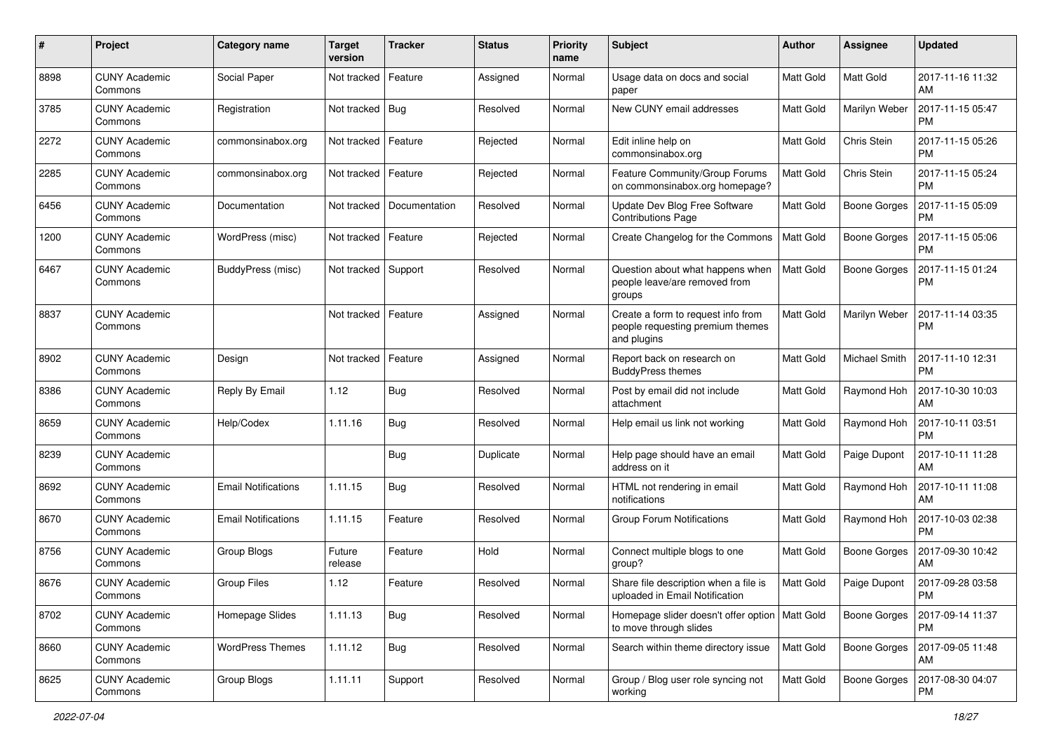| # | Project | Category name | Target version | Tracker | Status | Priority name | Subject | Author | Assignee | Updated |
|---|---|---|---|---|---|---|---|---|---|---|
| 8898 | CUNY Academic Commons | Social Paper | Not tracked | Feature | Assigned | Normal | Usage data on docs and social paper | Matt Gold | Matt Gold | 2017-11-16 11:32 AM |
| 3785 | CUNY Academic Commons | Registration | Not tracked | Bug | Resolved | Normal | New CUNY email addresses | Matt Gold | Marilyn Weber | 2017-11-15 05:47 PM |
| 2272 | CUNY Academic Commons | commonsinabox.org | Not tracked | Feature | Rejected | Normal | Edit inline help on commonsinabox.org | Matt Gold | Chris Stein | 2017-11-15 05:26 PM |
| 2285 | CUNY Academic Commons | commonsinabox.org | Not tracked | Feature | Rejected | Normal | Feature Community/Group Forums on commonsinabox.org homepage? | Matt Gold | Chris Stein | 2017-11-15 05:24 PM |
| 6456 | CUNY Academic Commons | Documentation | Not tracked | Documentation | Resolved | Normal | Update Dev Blog Free Software Contributions Page | Matt Gold | Boone Gorges | 2017-11-15 05:09 PM |
| 1200 | CUNY Academic Commons | WordPress (misc) | Not tracked | Feature | Rejected | Normal | Create Changelog for the Commons | Matt Gold | Boone Gorges | 2017-11-15 05:06 PM |
| 6467 | CUNY Academic Commons | BuddyPress (misc) | Not tracked | Support | Resolved | Normal | Question about what happens when people leave/are removed from groups | Matt Gold | Boone Gorges | 2017-11-15 01:24 PM |
| 8837 | CUNY Academic Commons | | Not tracked | Feature | Assigned | Normal | Create a form to request info from people requesting premium themes and plugins | Matt Gold | Marilyn Weber | 2017-11-14 03:35 PM |
| 8902 | CUNY Academic Commons | Design | Not tracked | Feature | Assigned | Normal | Report back on research on BuddyPress themes | Matt Gold | Michael Smith | 2017-11-10 12:31 PM |
| 8386 | CUNY Academic Commons | Reply By Email | 1.12 | Bug | Resolved | Normal | Post by email did not include attachment | Matt Gold | Raymond Hoh | 2017-10-30 10:03 AM |
| 8659 | CUNY Academic Commons | Help/Codex | 1.11.16 | Bug | Resolved | Normal | Help email us link not working | Matt Gold | Raymond Hoh | 2017-10-11 03:51 PM |
| 8239 | CUNY Academic Commons | | | Bug | Duplicate | Normal | Help page should have an email address on it | Matt Gold | Paige Dupont | 2017-10-11 11:28 AM |
| 8692 | CUNY Academic Commons | Email Notifications | 1.11.15 | Bug | Resolved | Normal | HTML not rendering in email notifications | Matt Gold | Raymond Hoh | 2017-10-11 11:08 AM |
| 8670 | CUNY Academic Commons | Email Notifications | 1.11.15 | Feature | Resolved | Normal | Group Forum Notifications | Matt Gold | Raymond Hoh | 2017-10-03 02:38 PM |
| 8756 | CUNY Academic Commons | Group Blogs | Future release | Feature | Hold | Normal | Connect multiple blogs to one group? | Matt Gold | Boone Gorges | 2017-09-30 10:42 AM |
| 8676 | CUNY Academic Commons | Group Files | 1.12 | Feature | Resolved | Normal | Share file description when a file is uploaded in Email Notification | Matt Gold | Paige Dupont | 2017-09-28 03:58 PM |
| 8702 | CUNY Academic Commons | Homepage Slides | 1.11.13 | Bug | Resolved | Normal | Homepage slider doesn't offer option to move through slides | Matt Gold | Boone Gorges | 2017-09-14 11:37 PM |
| 8660 | CUNY Academic Commons | WordPress Themes | 1.11.12 | Bug | Resolved | Normal | Search within theme directory issue | Matt Gold | Boone Gorges | 2017-09-05 11:48 AM |
| 8625 | CUNY Academic Commons | Group Blogs | 1.11.11 | Support | Resolved | Normal | Group / Blog user role syncing not working | Matt Gold | Boone Gorges | 2017-08-30 04:07 PM |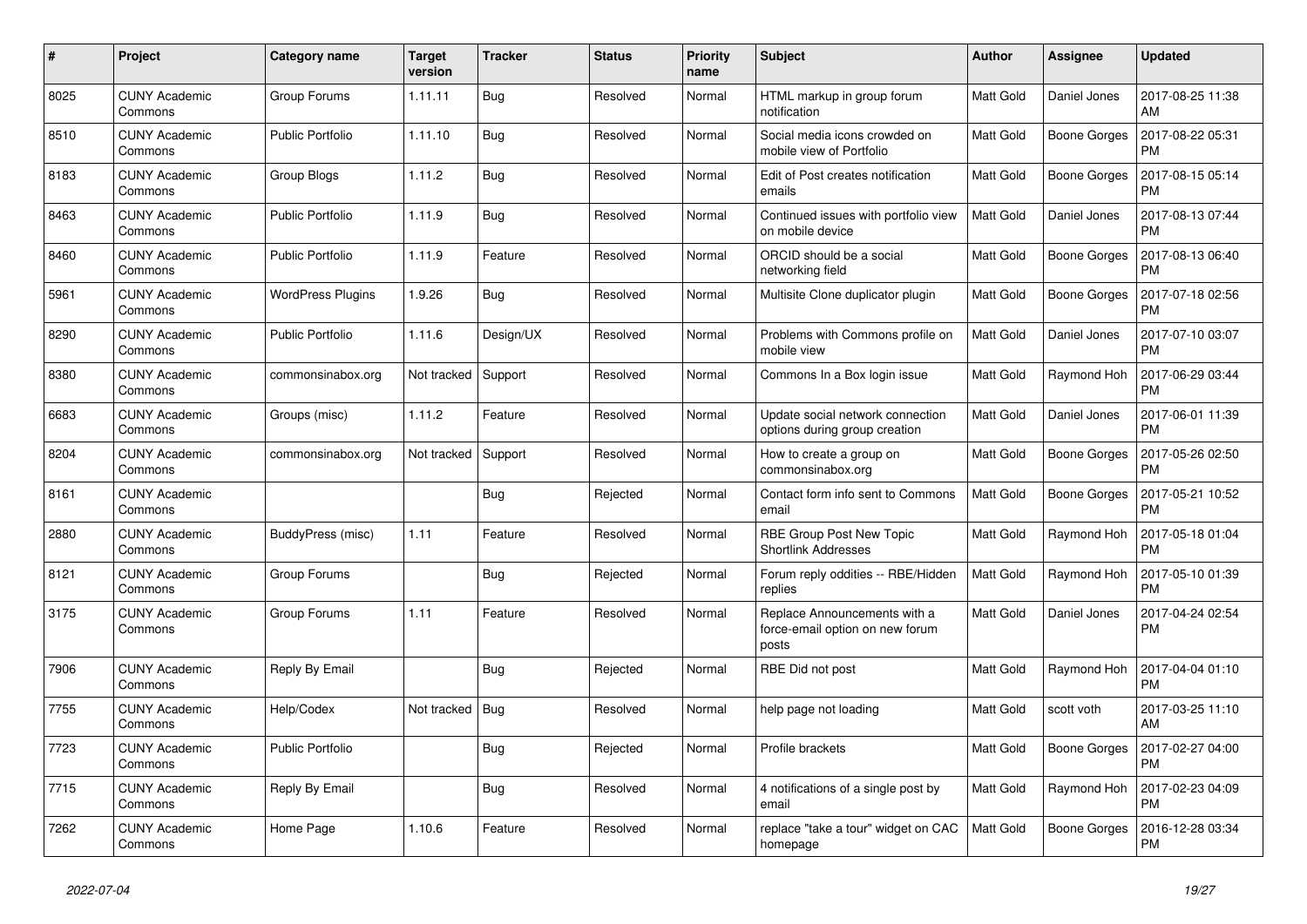| # | Project | Category name | Target version | Tracker | Status | Priority name | Subject | Author | Assignee | Updated |
|---|---|---|---|---|---|---|---|---|---|---|
| 8025 | CUNY Academic Commons | Group Forums | 1.11.11 | Bug | Resolved | Normal | HTML markup in group forum notification | Matt Gold | Daniel Jones | 2017-08-25 11:38 AM |
| 8510 | CUNY Academic Commons | Public Portfolio | 1.11.10 | Bug | Resolved | Normal | Social media icons crowded on mobile view of Portfolio | Matt Gold | Boone Gorges | 2017-08-22 05:31 PM |
| 8183 | CUNY Academic Commons | Group Blogs | 1.11.2 | Bug | Resolved | Normal | Edit of Post creates notification emails | Matt Gold | Boone Gorges | 2017-08-15 05:14 PM |
| 8463 | CUNY Academic Commons | Public Portfolio | 1.11.9 | Bug | Resolved | Normal | Continued issues with portfolio view on mobile device | Matt Gold | Daniel Jones | 2017-08-13 07:44 PM |
| 8460 | CUNY Academic Commons | Public Portfolio | 1.11.9 | Feature | Resolved | Normal | ORCID should be a social networking field | Matt Gold | Boone Gorges | 2017-08-13 06:40 PM |
| 5961 | CUNY Academic Commons | WordPress Plugins | 1.9.26 | Bug | Resolved | Normal | Multisite Clone duplicator plugin | Matt Gold | Boone Gorges | 2017-07-18 02:56 PM |
| 8290 | CUNY Academic Commons | Public Portfolio | 1.11.6 | Design/UX | Resolved | Normal | Problems with Commons profile on mobile view | Matt Gold | Daniel Jones | 2017-07-10 03:07 PM |
| 8380 | CUNY Academic Commons | commonsinabox.org | Not tracked | Support | Resolved | Normal | Commons In a Box login issue | Matt Gold | Raymond Hoh | 2017-06-29 03:44 PM |
| 6683 | CUNY Academic Commons | Groups (misc) | 1.11.2 | Feature | Resolved | Normal | Update social network connection options during group creation | Matt Gold | Daniel Jones | 2017-06-01 11:39 PM |
| 8204 | CUNY Academic Commons | commonsinabox.org | Not tracked | Support | Resolved | Normal | How to create a group on commonsinabox.org | Matt Gold | Boone Gorges | 2017-05-26 02:50 PM |
| 8161 | CUNY Academic Commons | | | Bug | Rejected | Normal | Contact form info sent to Commons email | Matt Gold | Boone Gorges | 2017-05-21 10:52 PM |
| 2880 | CUNY Academic Commons | BuddyPress (misc) | 1.11 | Feature | Resolved | Normal | RBE Group Post New Topic Shortlink Addresses | Matt Gold | Raymond Hoh | 2017-05-18 01:04 PM |
| 8121 | CUNY Academic Commons | Group Forums | | Bug | Rejected | Normal | Forum reply oddities -- RBE/Hidden replies | Matt Gold | Raymond Hoh | 2017-05-10 01:39 PM |
| 3175 | CUNY Academic Commons | Group Forums | 1.11 | Feature | Resolved | Normal | Replace Announcements with a force-email option on new forum posts | Matt Gold | Daniel Jones | 2017-04-24 02:54 PM |
| 7906 | CUNY Academic Commons | Reply By Email | | Bug | Rejected | Normal | RBE Did not post | Matt Gold | Raymond Hoh | 2017-04-04 01:10 PM |
| 7755 | CUNY Academic Commons | Help/Codex | Not tracked | Bug | Resolved | Normal | help page not loading | Matt Gold | scott voth | 2017-03-25 11:10 AM |
| 7723 | CUNY Academic Commons | Public Portfolio | | Bug | Rejected | Normal | Profile brackets | Matt Gold | Boone Gorges | 2017-02-27 04:00 PM |
| 7715 | CUNY Academic Commons | Reply By Email | | Bug | Resolved | Normal | 4 notifications of a single post by email | Matt Gold | Raymond Hoh | 2017-02-23 04:09 PM |
| 7262 | CUNY Academic Commons | Home Page | 1.10.6 | Feature | Resolved | Normal | replace "take a tour" widget on CAC homepage | Matt Gold | Boone Gorges | 2016-12-28 03:34 PM |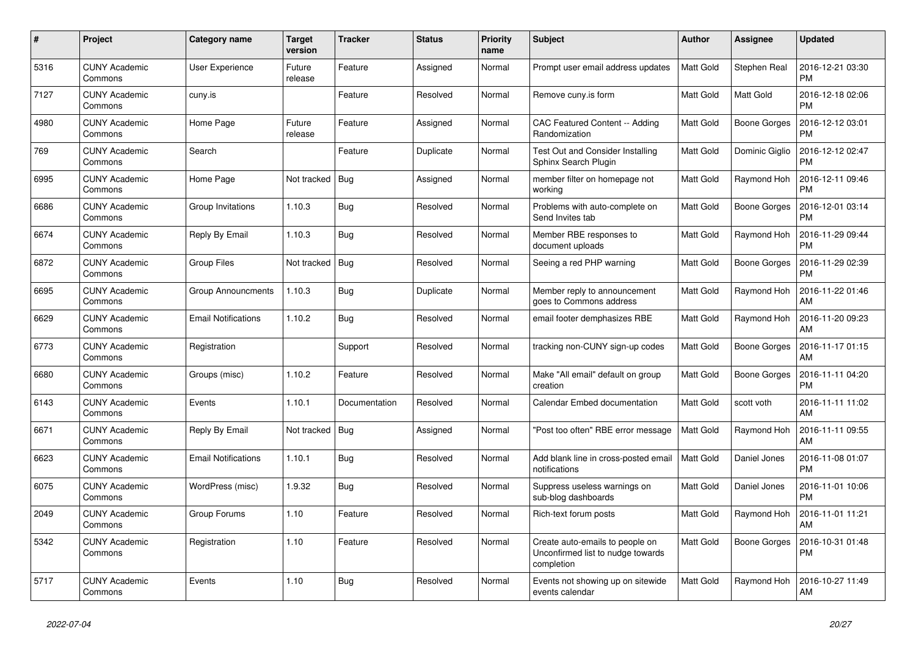| # | Project | Category name | Target version | Tracker | Status | Priority name | Subject | Author | Assignee | Updated |
|---|---|---|---|---|---|---|---|---|---|---|
| 5316 | CUNY Academic Commons | User Experience | Future release | Feature | Assigned | Normal | Prompt user email address updates | Matt Gold | Stephen Real | 2016-12-21 03:30 PM |
| 7127 | CUNY Academic Commons | cuny.is | | Feature | Resolved | Normal | Remove cuny.is form | Matt Gold | Matt Gold | 2016-12-18 02:06 PM |
| 4980 | CUNY Academic Commons | Home Page | Future release | Feature | Assigned | Normal | CAC Featured Content -- Adding Randomization | Matt Gold | Boone Gorges | 2016-12-12 03:01 PM |
| 769 | CUNY Academic Commons | Search | | Feature | Duplicate | Normal | Test Out and Consider Installing Sphinx Search Plugin | Matt Gold | Dominic Giglio | 2016-12-12 02:47 PM |
| 6995 | CUNY Academic Commons | Home Page | Not tracked | Bug | Assigned | Normal | member filter on homepage not working | Matt Gold | Raymond Hoh | 2016-12-11 09:46 PM |
| 6686 | CUNY Academic Commons | Group Invitations | 1.10.3 | Bug | Resolved | Normal | Problems with auto-complete on Send Invites tab | Matt Gold | Boone Gorges | 2016-12-01 03:14 PM |
| 6674 | CUNY Academic Commons | Reply By Email | 1.10.3 | Bug | Resolved | Normal | Member RBE responses to document uploads | Matt Gold | Raymond Hoh | 2016-11-29 09:44 PM |
| 6872 | CUNY Academic Commons | Group Files | Not tracked | Bug | Resolved | Normal | Seeing a red PHP warning | Matt Gold | Boone Gorges | 2016-11-29 02:39 PM |
| 6695 | CUNY Academic Commons | Group Announcments | 1.10.3 | Bug | Duplicate | Normal | Member reply to announcement goes to Commons address | Matt Gold | Raymond Hoh | 2016-11-22 01:46 AM |
| 6629 | CUNY Academic Commons | Email Notifications | 1.10.2 | Bug | Resolved | Normal | email footer demphasizes RBE | Matt Gold | Raymond Hoh | 2016-11-20 09:23 AM |
| 6773 | CUNY Academic Commons | Registration | | Support | Resolved | Normal | tracking non-CUNY sign-up codes | Matt Gold | Boone Gorges | 2016-11-17 01:15 AM |
| 6680 | CUNY Academic Commons | Groups (misc) | 1.10.2 | Feature | Resolved | Normal | Make "All email" default on group creation | Matt Gold | Boone Gorges | 2016-11-11 04:20 PM |
| 6143 | CUNY Academic Commons | Events | 1.10.1 | Documentation | Resolved | Normal | Calendar Embed documentation | Matt Gold | scott voth | 2016-11-11 11:02 AM |
| 6671 | CUNY Academic Commons | Reply By Email | Not tracked | Bug | Assigned | Normal | "Post too often" RBE error message | Matt Gold | Raymond Hoh | 2016-11-11 09:55 AM |
| 6623 | CUNY Academic Commons | Email Notifications | 1.10.1 | Bug | Resolved | Normal | Add blank line in cross-posted email notifications | Matt Gold | Daniel Jones | 2016-11-08 01:07 PM |
| 6075 | CUNY Academic Commons | WordPress (misc) | 1.9.32 | Bug | Resolved | Normal | Suppress useless warnings on sub-blog dashboards | Matt Gold | Daniel Jones | 2016-11-01 10:06 PM |
| 2049 | CUNY Academic Commons | Group Forums | 1.10 | Feature | Resolved | Normal | Rich-text forum posts | Matt Gold | Raymond Hoh | 2016-11-01 11:21 AM |
| 5342 | CUNY Academic Commons | Registration | 1.10 | Feature | Resolved | Normal | Create auto-emails to people on Unconfirmed list to nudge towards completion | Matt Gold | Boone Gorges | 2016-10-31 01:48 PM |
| 5717 | CUNY Academic Commons | Events | 1.10 | Bug | Resolved | Normal | Events not showing up on sitewide events calendar | Matt Gold | Raymond Hoh | 2016-10-27 11:49 AM |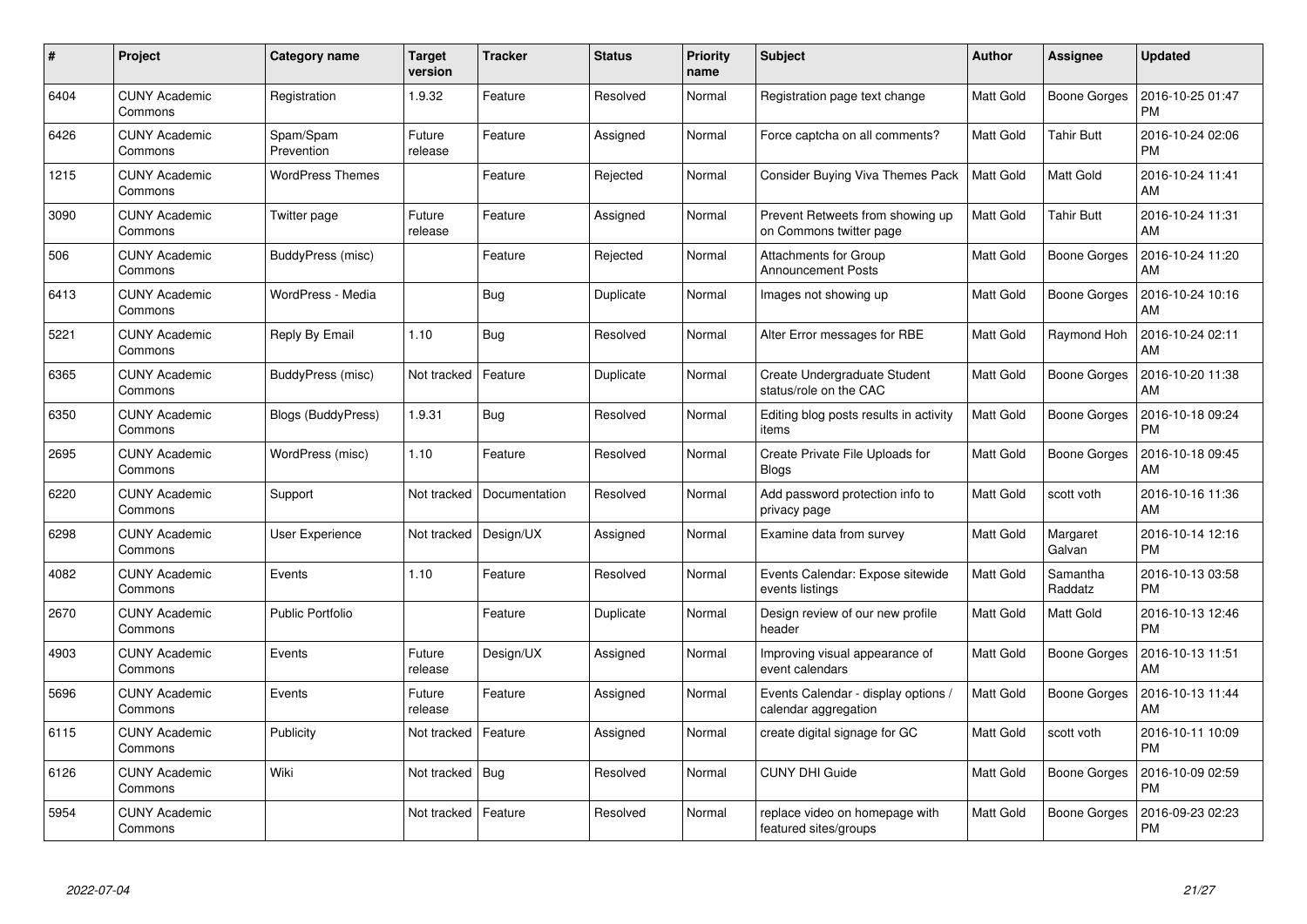| # | Project | Category name | Target version | Tracker | Status | Priority name | Subject | Author | Assignee | Updated |
|---|---|---|---|---|---|---|---|---|---|---|
| 6404 | CUNY Academic Commons | Registration | 1.9.32 | Feature | Resolved | Normal | Registration page text change | Matt Gold | Boone Gorges | 2016-10-25 01:47 PM |
| 6426 | CUNY Academic Commons | Spam/Spam Prevention | Future release | Feature | Assigned | Normal | Force captcha on all comments? | Matt Gold | Tahir Butt | 2016-10-24 02:06 PM |
| 1215 | CUNY Academic Commons | WordPress Themes | | Feature | Rejected | Normal | Consider Buying Viva Themes Pack | Matt Gold | Matt Gold | 2016-10-24 11:41 AM |
| 3090 | CUNY Academic Commons | Twitter page | Future release | Feature | Assigned | Normal | Prevent Retweets from showing up on Commons twitter page | Matt Gold | Tahir Butt | 2016-10-24 11:31 AM |
| 506 | CUNY Academic Commons | BuddyPress (misc) | | Feature | Rejected | Normal | Attachments for Group Announcement Posts | Matt Gold | Boone Gorges | 2016-10-24 11:20 AM |
| 6413 | CUNY Academic Commons | WordPress - Media | | Bug | Duplicate | Normal | Images not showing up | Matt Gold | Boone Gorges | 2016-10-24 10:16 AM |
| 5221 | CUNY Academic Commons | Reply By Email | 1.10 | Bug | Resolved | Normal | Alter Error messages for RBE | Matt Gold | Raymond Hoh | 2016-10-24 02:11 AM |
| 6365 | CUNY Academic Commons | BuddyPress (misc) | Not tracked | Feature | Duplicate | Normal | Create Undergraduate Student status/role on the CAC | Matt Gold | Boone Gorges | 2016-10-20 11:38 AM |
| 6350 | CUNY Academic Commons | Blogs (BuddyPress) | 1.9.31 | Bug | Resolved | Normal | Editing blog posts results in activity items | Matt Gold | Boone Gorges | 2016-10-18 09:24 PM |
| 2695 | CUNY Academic Commons | WordPress (misc) | 1.10 | Feature | Resolved | Normal | Create Private File Uploads for Blogs | Matt Gold | Boone Gorges | 2016-10-18 09:45 AM |
| 6220 | CUNY Academic Commons | Support | Not tracked | Documentation | Resolved | Normal | Add password protection info to privacy page | Matt Gold | scott voth | 2016-10-16 11:36 AM |
| 6298 | CUNY Academic Commons | User Experience | Not tracked | Design/UX | Assigned | Normal | Examine data from survey | Matt Gold | Margaret Galvan | 2016-10-14 12:16 PM |
| 4082 | CUNY Academic Commons | Events | 1.10 | Feature | Resolved | Normal | Events Calendar: Expose sitewide events listings | Matt Gold | Samantha Raddatz | 2016-10-13 03:58 PM |
| 2670 | CUNY Academic Commons | Public Portfolio | | Feature | Duplicate | Normal | Design review of our new profile header | Matt Gold | Matt Gold | 2016-10-13 12:46 PM |
| 4903 | CUNY Academic Commons | Events | Future release | Design/UX | Assigned | Normal | Improving visual appearance of event calendars | Matt Gold | Boone Gorges | 2016-10-13 11:51 AM |
| 5696 | CUNY Academic Commons | Events | Future release | Feature | Assigned | Normal | Events Calendar - display options / calendar aggregation | Matt Gold | Boone Gorges | 2016-10-13 11:44 AM |
| 6115 | CUNY Academic Commons | Publicity | Not tracked | Feature | Assigned | Normal | create digital signage for GC | Matt Gold | scott voth | 2016-10-11 10:09 PM |
| 6126 | CUNY Academic Commons | Wiki | Not tracked | Bug | Resolved | Normal | CUNY DHI Guide | Matt Gold | Boone Gorges | 2016-10-09 02:59 PM |
| 5954 | CUNY Academic Commons | | Not tracked | Feature | Resolved | Normal | replace video on homepage with featured sites/groups | Matt Gold | Boone Gorges | 2016-09-23 02:23 PM |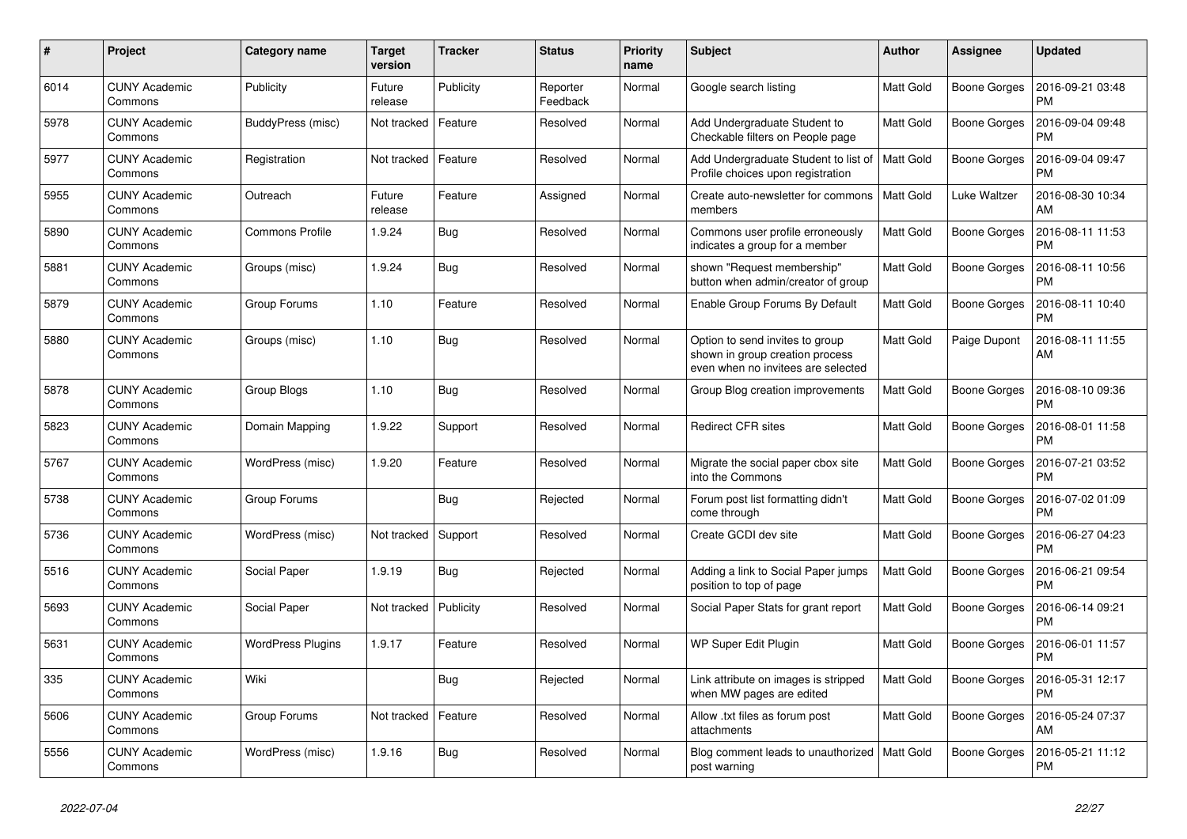| # | Project | Category name | Target version | Tracker | Status | Priority name | Subject | Author | Assignee | Updated |
|---|---|---|---|---|---|---|---|---|---|---|
| 6014 | CUNY Academic Commons | Publicity | Future release | Publicity | Reporter Feedback | Normal | Google search listing | Matt Gold | Boone Gorges | 2016-09-21 03:48 PM |
| 5978 | CUNY Academic Commons | BuddyPress (misc) | Not tracked | Feature | Resolved | Normal | Add Undergraduate Student to Checkable filters on People page | Matt Gold | Boone Gorges | 2016-09-04 09:48 PM |
| 5977 | CUNY Academic Commons | Registration | Not tracked | Feature | Resolved | Normal | Add Undergraduate Student to list of Profile choices upon registration | Matt Gold | Boone Gorges | 2016-09-04 09:47 PM |
| 5955 | CUNY Academic Commons | Outreach | Future release | Feature | Assigned | Normal | Create auto-newsletter for commons members | Matt Gold | Luke Waltzer | 2016-08-30 10:34 AM |
| 5890 | CUNY Academic Commons | Commons Profile | 1.9.24 | Bug | Resolved | Normal | Commons user profile erroneously indicates a group for a member | Matt Gold | Boone Gorges | 2016-08-11 11:53 PM |
| 5881 | CUNY Academic Commons | Groups (misc) | 1.9.24 | Bug | Resolved | Normal | shown "Request membership" button when admin/creator of group | Matt Gold | Boone Gorges | 2016-08-11 10:56 PM |
| 5879 | CUNY Academic Commons | Group Forums | 1.10 | Feature | Resolved | Normal | Enable Group Forums By Default | Matt Gold | Boone Gorges | 2016-08-11 10:40 PM |
| 5880 | CUNY Academic Commons | Groups (misc) | 1.10 | Bug | Resolved | Normal | Option to send invites to group shown in group creation process even when no invitees are selected | Matt Gold | Paige Dupont | 2016-08-11 11:55 AM |
| 5878 | CUNY Academic Commons | Group Blogs | 1.10 | Bug | Resolved | Normal | Group Blog creation improvements | Matt Gold | Boone Gorges | 2016-08-10 09:36 PM |
| 5823 | CUNY Academic Commons | Domain Mapping | 1.9.22 | Support | Resolved | Normal | Redirect CFR sites | Matt Gold | Boone Gorges | 2016-08-01 11:58 PM |
| 5767 | CUNY Academic Commons | WordPress (misc) | 1.9.20 | Feature | Resolved | Normal | Migrate the social paper cbox site into the Commons | Matt Gold | Boone Gorges | 2016-07-21 03:52 PM |
| 5738 | CUNY Academic Commons | Group Forums | | Bug | Rejected | Normal | Forum post list formatting didn't come through | Matt Gold | Boone Gorges | 2016-07-02 01:09 PM |
| 5736 | CUNY Academic Commons | WordPress (misc) | Not tracked | Support | Resolved | Normal | Create GCDI dev site | Matt Gold | Boone Gorges | 2016-06-27 04:23 PM |
| 5516 | CUNY Academic Commons | Social Paper | 1.9.19 | Bug | Rejected | Normal | Adding a link to Social Paper jumps position to top of page | Matt Gold | Boone Gorges | 2016-06-21 09:54 PM |
| 5693 | CUNY Academic Commons | Social Paper | Not tracked | Publicity | Resolved | Normal | Social Paper Stats for grant report | Matt Gold | Boone Gorges | 2016-06-14 09:21 PM |
| 5631 | CUNY Academic Commons | WordPress Plugins | 1.9.17 | Feature | Resolved | Normal | WP Super Edit Plugin | Matt Gold | Boone Gorges | 2016-06-01 11:57 PM |
| 335 | CUNY Academic Commons | Wiki | | Bug | Rejected | Normal | Link attribute on images is stripped when MW pages are edited | Matt Gold | Boone Gorges | 2016-05-31 12:17 PM |
| 5606 | CUNY Academic Commons | Group Forums | Not tracked | Feature | Resolved | Normal | Allow .txt files as forum post attachments | Matt Gold | Boone Gorges | 2016-05-24 07:37 AM |
| 5556 | CUNY Academic Commons | WordPress (misc) | 1.9.16 | Bug | Resolved | Normal | Blog comment leads to unauthorized post warning | Matt Gold | Boone Gorges | 2016-05-21 11:12 PM |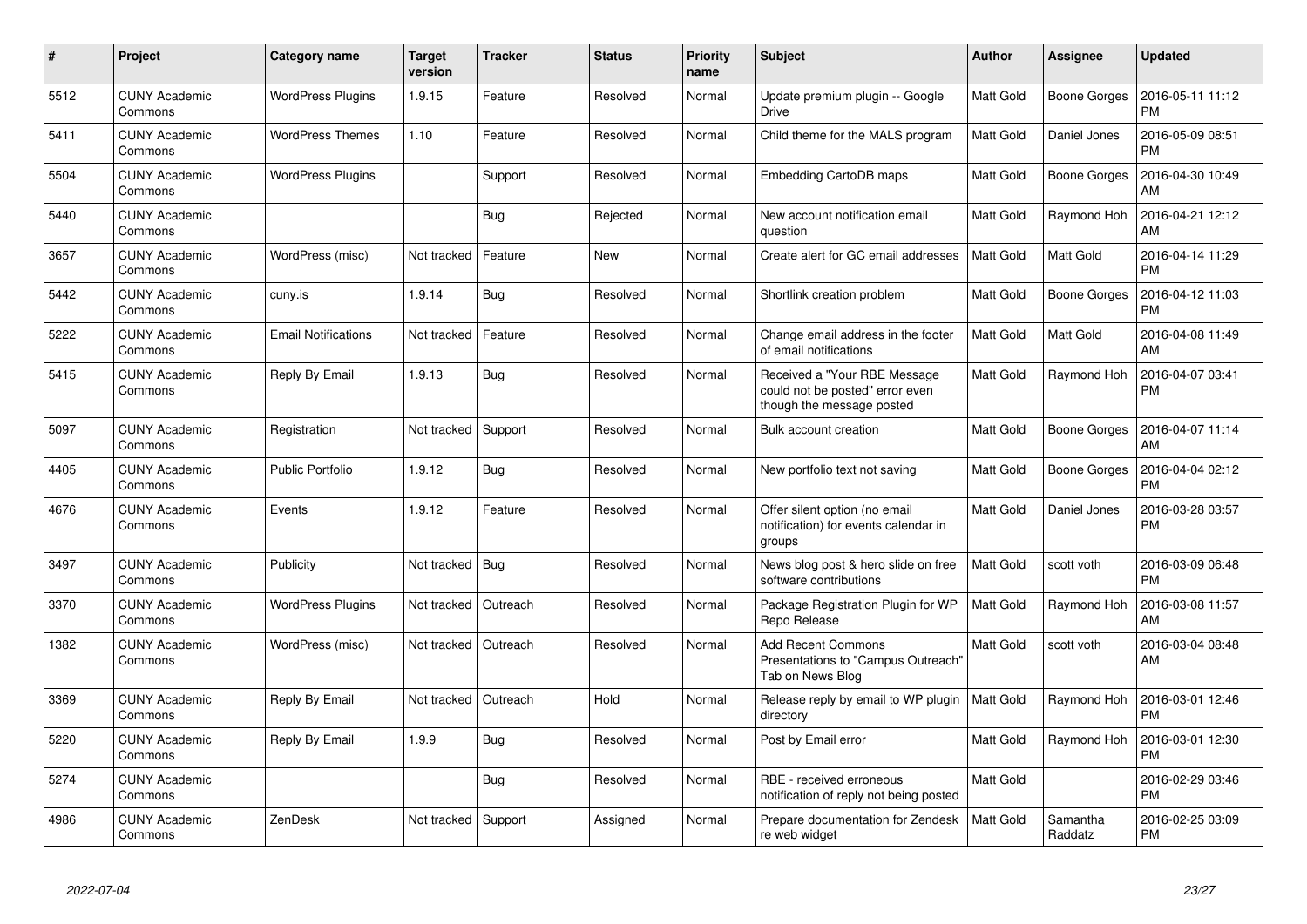| # | Project | Category name | Target version | Tracker | Status | Priority name | Subject | Author | Assignee | Updated |
|---|---|---|---|---|---|---|---|---|---|---|
| 5512 | CUNY Academic Commons | WordPress Plugins | 1.9.15 | Feature | Resolved | Normal | Update premium plugin -- Google Drive | Matt Gold | Boone Gorges | 2016-05-11 11:12 PM |
| 5411 | CUNY Academic Commons | WordPress Themes | 1.10 | Feature | Resolved | Normal | Child theme for the MALS program | Matt Gold | Daniel Jones | 2016-05-09 08:51 PM |
| 5504 | CUNY Academic Commons | WordPress Plugins | | Support | Resolved | Normal | Embedding CartoDB maps | Matt Gold | Boone Gorges | 2016-04-30 10:49 AM |
| 5440 | CUNY Academic Commons | | | Bug | Rejected | Normal | New account notification email question | Matt Gold | Raymond Hoh | 2016-04-21 12:12 AM |
| 3657 | CUNY Academic Commons | WordPress (misc) | Not tracked | Feature | New | Normal | Create alert for GC email addresses | Matt Gold | Matt Gold | 2016-04-14 11:29 PM |
| 5442 | CUNY Academic Commons | cuny.is | 1.9.14 | Bug | Resolved | Normal | Shortlink creation problem | Matt Gold | Boone Gorges | 2016-04-12 11:03 PM |
| 5222 | CUNY Academic Commons | Email Notifications | Not tracked | Feature | Resolved | Normal | Change email address in the footer of email notifications | Matt Gold | Matt Gold | 2016-04-08 11:49 AM |
| 5415 | CUNY Academic Commons | Reply By Email | 1.9.13 | Bug | Resolved | Normal | Received a "Your RBE Message could not be posted" error even though the message posted | Matt Gold | Raymond Hoh | 2016-04-07 03:41 PM |
| 5097 | CUNY Academic Commons | Registration | Not tracked | Support | Resolved | Normal | Bulk account creation | Matt Gold | Boone Gorges | 2016-04-07 11:14 AM |
| 4405 | CUNY Academic Commons | Public Portfolio | 1.9.12 | Bug | Resolved | Normal | New portfolio text not saving | Matt Gold | Boone Gorges | 2016-04-04 02:12 PM |
| 4676 | CUNY Academic Commons | Events | 1.9.12 | Feature | Resolved | Normal | Offer silent option (no email notification) for events calendar in groups | Matt Gold | Daniel Jones | 2016-03-28 03:57 PM |
| 3497 | CUNY Academic Commons | Publicity | Not tracked | Bug | Resolved | Normal | News blog post & hero slide on free software contributions | Matt Gold | scott voth | 2016-03-09 06:48 PM |
| 3370 | CUNY Academic Commons | WordPress Plugins | Not tracked | Outreach | Resolved | Normal | Package Registration Plugin for WP Repo Release | Matt Gold | Raymond Hoh | 2016-03-08 11:57 AM |
| 1382 | CUNY Academic Commons | WordPress (misc) | Not tracked | Outreach | Resolved | Normal | Add Recent Commons Presentations to "Campus Outreach" Tab on News Blog | Matt Gold | scott voth | 2016-03-04 08:48 AM |
| 3369 | CUNY Academic Commons | Reply By Email | Not tracked | Outreach | Hold | Normal | Release reply by email to WP plugin directory | Matt Gold | Raymond Hoh | 2016-03-01 12:46 PM |
| 5220 | CUNY Academic Commons | Reply By Email | 1.9.9 | Bug | Resolved | Normal | Post by Email error | Matt Gold | Raymond Hoh | 2016-03-01 12:30 PM |
| 5274 | CUNY Academic Commons | | | Bug | Resolved | Normal | RBE - received erroneous notification of reply not being posted | Matt Gold | | 2016-02-29 03:46 PM |
| 4986 | CUNY Academic Commons | ZenDesk | Not tracked | Support | Assigned | Normal | Prepare documentation for Zendesk re web widget | Matt Gold | Samantha Raddatz | 2016-02-25 03:09 PM |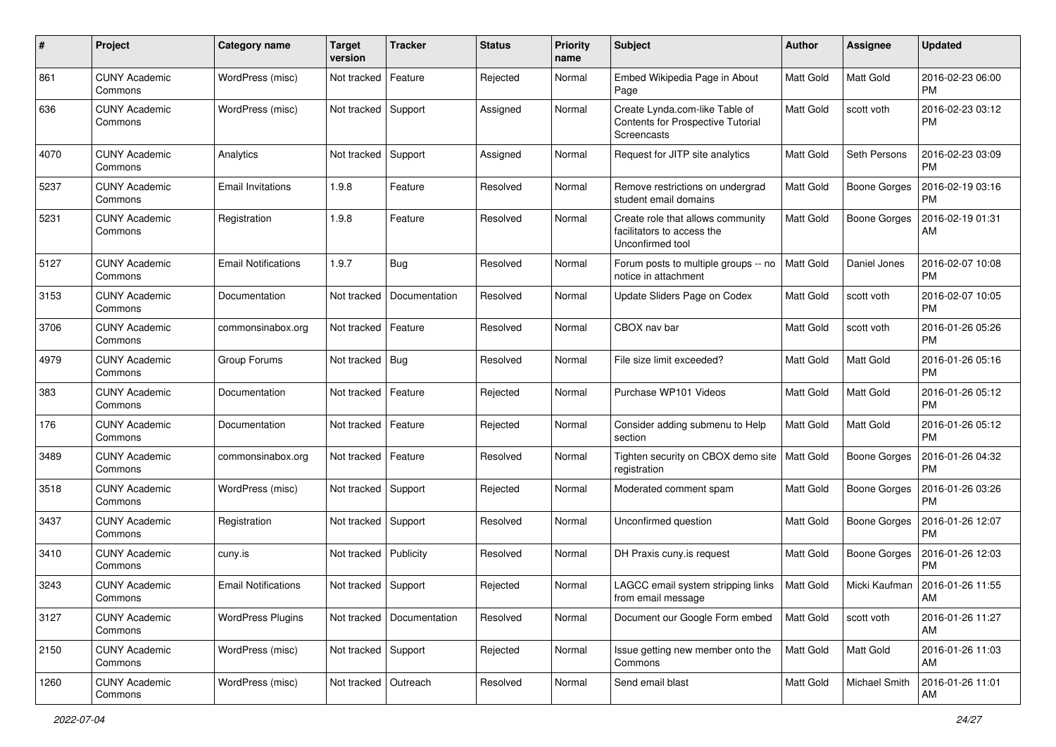| # | Project | Category name | Target version | Tracker | Status | Priority name | Subject | Author | Assignee | Updated |
|---|---|---|---|---|---|---|---|---|---|---|
| 861 | CUNY Academic Commons | WordPress (misc) | Not tracked | Feature | Rejected | Normal | Embed Wikipedia Page in About Page | Matt Gold | Matt Gold | 2016-02-23 06:00 PM |
| 636 | CUNY Academic Commons | WordPress (misc) | Not tracked | Support | Assigned | Normal | Create Lynda.com-like Table of Contents for Prospective Tutorial Screencasts | Matt Gold | scott voth | 2016-02-23 03:12 PM |
| 4070 | CUNY Academic Commons | Analytics | Not tracked | Support | Assigned | Normal | Request for JITP site analytics | Matt Gold | Seth Persons | 2016-02-23 03:09 PM |
| 5237 | CUNY Academic Commons | Email Invitations | 1.9.8 | Feature | Resolved | Normal | Remove restrictions on undergrad student email domains | Matt Gold | Boone Gorges | 2016-02-19 03:16 PM |
| 5231 | CUNY Academic Commons | Registration | 1.9.8 | Feature | Resolved | Normal | Create role that allows community facilitators to access the Unconfirmed tool | Matt Gold | Boone Gorges | 2016-02-19 01:31 AM |
| 5127 | CUNY Academic Commons | Email Notifications | 1.9.7 | Bug | Resolved | Normal | Forum posts to multiple groups -- no notice in attachment | Matt Gold | Daniel Jones | 2016-02-07 10:08 PM |
| 3153 | CUNY Academic Commons | Documentation | Not tracked | Documentation | Resolved | Normal | Update Sliders Page on Codex | Matt Gold | scott voth | 2016-02-07 10:05 PM |
| 3706 | CUNY Academic Commons | commonsinabox.org | Not tracked | Feature | Resolved | Normal | CBOX nav bar | Matt Gold | scott voth | 2016-01-26 05:26 PM |
| 4979 | CUNY Academic Commons | Group Forums | Not tracked | Bug | Resolved | Normal | File size limit exceeded? | Matt Gold | Matt Gold | 2016-01-26 05:16 PM |
| 383 | CUNY Academic Commons | Documentation | Not tracked | Feature | Rejected | Normal | Purchase WP101 Videos | Matt Gold | Matt Gold | 2016-01-26 05:12 PM |
| 176 | CUNY Academic Commons | Documentation | Not tracked | Feature | Rejected | Normal | Consider adding submenu to Help section | Matt Gold | Matt Gold | 2016-01-26 05:12 PM |
| 3489 | CUNY Academic Commons | commonsinabox.org | Not tracked | Feature | Resolved | Normal | Tighten security on CBOX demo site registration | Matt Gold | Boone Gorges | 2016-01-26 04:32 PM |
| 3518 | CUNY Academic Commons | WordPress (misc) | Not tracked | Support | Rejected | Normal | Moderated comment spam | Matt Gold | Boone Gorges | 2016-01-26 03:26 PM |
| 3437 | CUNY Academic Commons | Registration | Not tracked | Support | Resolved | Normal | Unconfirmed question | Matt Gold | Boone Gorges | 2016-01-26 12:07 PM |
| 3410 | CUNY Academic Commons | cuny.is | Not tracked | Publicity | Resolved | Normal | DH Praxis cuny.is request | Matt Gold | Boone Gorges | 2016-01-26 12:03 PM |
| 3243 | CUNY Academic Commons | Email Notifications | Not tracked | Support | Rejected | Normal | LAGCC email system stripping links from email message | Matt Gold | Micki Kaufman | 2016-01-26 11:55 AM |
| 3127 | CUNY Academic Commons | WordPress Plugins | Not tracked | Documentation | Resolved | Normal | Document our Google Form embed | Matt Gold | scott voth | 2016-01-26 11:27 AM |
| 2150 | CUNY Academic Commons | WordPress (misc) | Not tracked | Support | Rejected | Normal | Issue getting new member onto the Commons | Matt Gold | Matt Gold | 2016-01-26 11:03 AM |
| 1260 | CUNY Academic Commons | WordPress (misc) | Not tracked | Outreach | Resolved | Normal | Send email blast | Matt Gold | Michael Smith | 2016-01-26 11:01 AM |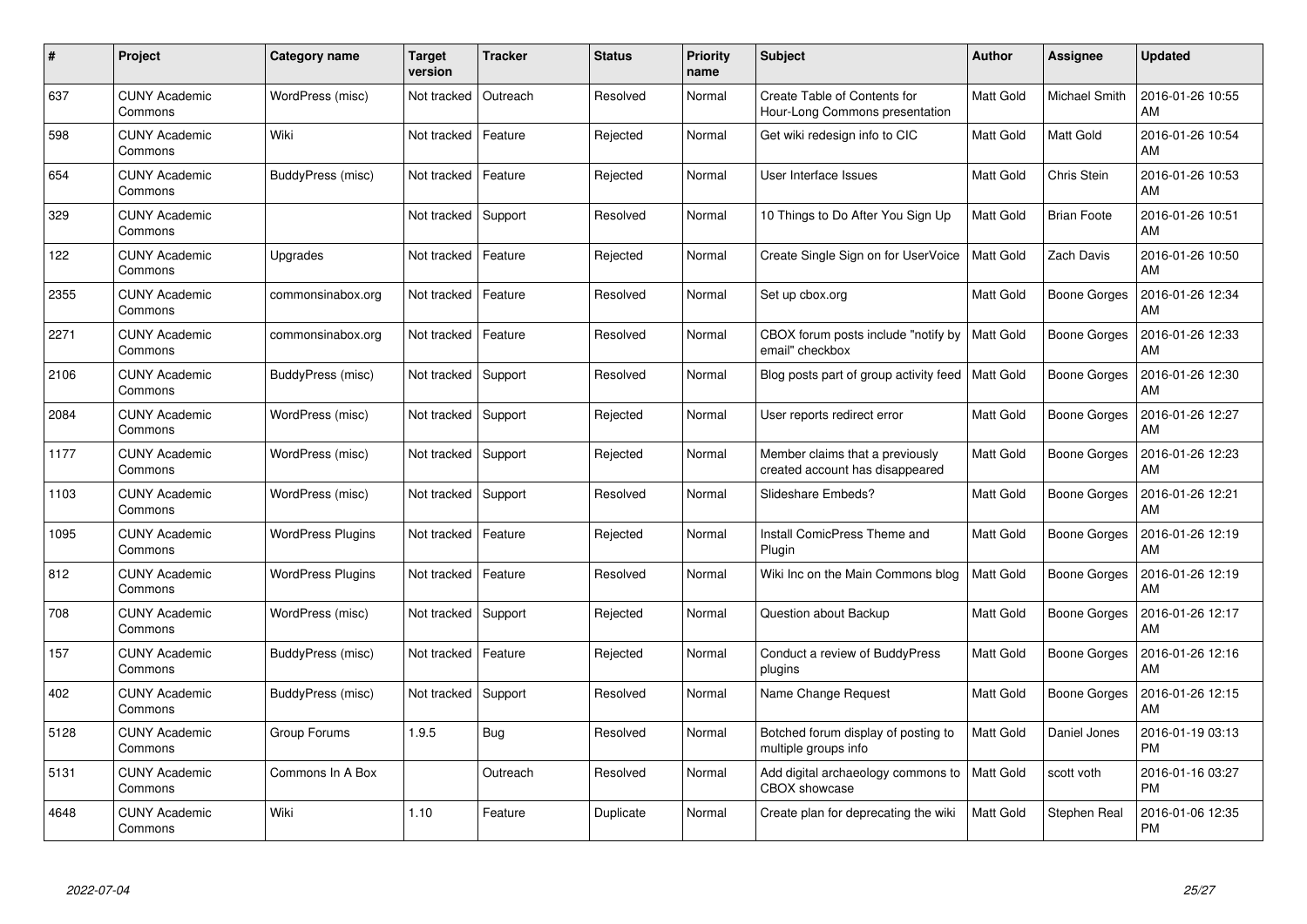| # | Project | Category name | Target version | Tracker | Status | Priority name | Subject | Author | Assignee | Updated |
|---|---|---|---|---|---|---|---|---|---|---|
| 637 | CUNY Academic Commons | WordPress (misc) | Not tracked | Outreach | Resolved | Normal | Create Table of Contents for Hour-Long Commons presentation | Matt Gold | Michael Smith | 2016-01-26 10:55 AM |
| 598 | CUNY Academic Commons | Wiki | Not tracked | Feature | Rejected | Normal | Get wiki redesign info to CIC | Matt Gold | Matt Gold | 2016-01-26 10:54 AM |
| 654 | CUNY Academic Commons | BuddyPress (misc) | Not tracked | Feature | Rejected | Normal | User Interface Issues | Matt Gold | Chris Stein | 2016-01-26 10:53 AM |
| 329 | CUNY Academic Commons | | Not tracked | Support | Resolved | Normal | 10 Things to Do After You Sign Up | Matt Gold | Brian Foote | 2016-01-26 10:51 AM |
| 122 | CUNY Academic Commons | Upgrades | Not tracked | Feature | Rejected | Normal | Create Single Sign on for UserVoice | Matt Gold | Zach Davis | 2016-01-26 10:50 AM |
| 2355 | CUNY Academic Commons | commonsinabox.org | Not tracked | Feature | Resolved | Normal | Set up cbox.org | Matt Gold | Boone Gorges | 2016-01-26 12:34 AM |
| 2271 | CUNY Academic Commons | commonsinabox.org | Not tracked | Feature | Resolved | Normal | CBOX forum posts include "notify by email" checkbox | Matt Gold | Boone Gorges | 2016-01-26 12:33 AM |
| 2106 | CUNY Academic Commons | BuddyPress (misc) | Not tracked | Support | Resolved | Normal | Blog posts part of group activity feed | Matt Gold | Boone Gorges | 2016-01-26 12:30 AM |
| 2084 | CUNY Academic Commons | WordPress (misc) | Not tracked | Support | Rejected | Normal | User reports redirect error | Matt Gold | Boone Gorges | 2016-01-26 12:27 AM |
| 1177 | CUNY Academic Commons | WordPress (misc) | Not tracked | Support | Rejected | Normal | Member claims that a previously created account has disappeared | Matt Gold | Boone Gorges | 2016-01-26 12:23 AM |
| 1103 | CUNY Academic Commons | WordPress (misc) | Not tracked | Support | Resolved | Normal | Slideshare Embeds? | Matt Gold | Boone Gorges | 2016-01-26 12:21 AM |
| 1095 | CUNY Academic Commons | WordPress Plugins | Not tracked | Feature | Rejected | Normal | Install ComicPress Theme and Plugin | Matt Gold | Boone Gorges | 2016-01-26 12:19 AM |
| 812 | CUNY Academic Commons | WordPress Plugins | Not tracked | Feature | Resolved | Normal | Wiki Inc on the Main Commons blog | Matt Gold | Boone Gorges | 2016-01-26 12:19 AM |
| 708 | CUNY Academic Commons | WordPress (misc) | Not tracked | Support | Rejected | Normal | Question about Backup | Matt Gold | Boone Gorges | 2016-01-26 12:17 AM |
| 157 | CUNY Academic Commons | BuddyPress (misc) | Not tracked | Feature | Rejected | Normal | Conduct a review of BuddyPress plugins | Matt Gold | Boone Gorges | 2016-01-26 12:16 AM |
| 402 | CUNY Academic Commons | BuddyPress (misc) | Not tracked | Support | Resolved | Normal | Name Change Request | Matt Gold | Boone Gorges | 2016-01-26 12:15 AM |
| 5128 | CUNY Academic Commons | Group Forums | 1.9.5 | Bug | Resolved | Normal | Botched forum display of posting to multiple groups info | Matt Gold | Daniel Jones | 2016-01-19 03:13 PM |
| 5131 | CUNY Academic Commons | Commons In A Box | | Outreach | Resolved | Normal | Add digital archaeology commons to CBOX showcase | Matt Gold | scott voth | 2016-01-16 03:27 PM |
| 4648 | CUNY Academic Commons | Wiki | 1.10 | Feature | Duplicate | Normal | Create plan for deprecating the wiki | Matt Gold | Stephen Real | 2016-01-06 12:35 PM |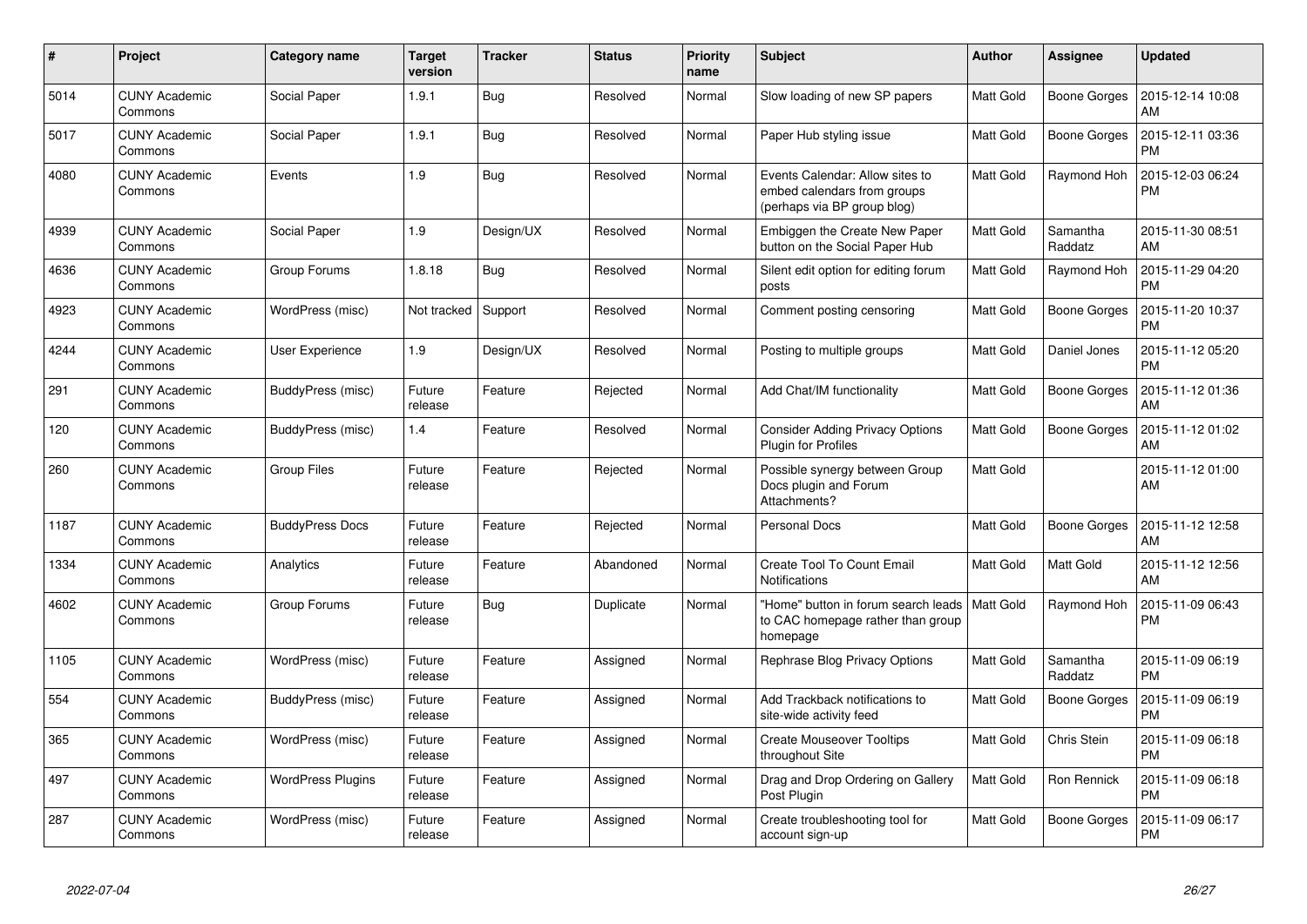| # | Project | Category name | Target version | Tracker | Status | Priority name | Subject | Author | Assignee | Updated |
|---|---|---|---|---|---|---|---|---|---|---|
| 5014 | CUNY Academic Commons | Social Paper | 1.9.1 | Bug | Resolved | Normal | Slow loading of new SP papers | Matt Gold | Boone Gorges | 2015-12-14 10:08 AM |
| 5017 | CUNY Academic Commons | Social Paper | 1.9.1 | Bug | Resolved | Normal | Paper Hub styling issue | Matt Gold | Boone Gorges | 2015-12-11 03:36 PM |
| 4080 | CUNY Academic Commons | Events | 1.9 | Bug | Resolved | Normal | Events Calendar: Allow sites to embed calendars from groups (perhaps via BP group blog) | Matt Gold | Raymond Hoh | 2015-12-03 06:24 PM |
| 4939 | CUNY Academic Commons | Social Paper | 1.9 | Design/UX | Resolved | Normal | Embiggen the Create New Paper button on the Social Paper Hub | Matt Gold | Samantha Raddatz | 2015-11-30 08:51 AM |
| 4636 | CUNY Academic Commons | Group Forums | 1.8.18 | Bug | Resolved | Normal | Silent edit option for editing forum posts | Matt Gold | Raymond Hoh | 2015-11-29 04:20 PM |
| 4923 | CUNY Academic Commons | WordPress (misc) | Not tracked | Support | Resolved | Normal | Comment posting censoring | Matt Gold | Boone Gorges | 2015-11-20 10:37 PM |
| 4244 | CUNY Academic Commons | User Experience | 1.9 | Design/UX | Resolved | Normal | Posting to multiple groups | Matt Gold | Daniel Jones | 2015-11-12 05:20 PM |
| 291 | CUNY Academic Commons | BuddyPress (misc) | Future release | Feature | Rejected | Normal | Add Chat/IM functionality | Matt Gold | Boone Gorges | 2015-11-12 01:36 AM |
| 120 | CUNY Academic Commons | BuddyPress (misc) | 1.4 | Feature | Resolved | Normal | Consider Adding Privacy Options Plugin for Profiles | Matt Gold | Boone Gorges | 2015-11-12 01:02 AM |
| 260 | CUNY Academic Commons | Group Files | Future release | Feature | Rejected | Normal | Possible synergy between Group Docs plugin and Forum Attachments? | Matt Gold | | 2015-11-12 01:00 AM |
| 1187 | CUNY Academic Commons | BuddyPress Docs | Future release | Feature | Rejected | Normal | Personal Docs | Matt Gold | Boone Gorges | 2015-11-12 12:58 AM |
| 1334 | CUNY Academic Commons | Analytics | Future release | Feature | Abandoned | Normal | Create Tool To Count Email Notifications | Matt Gold | Matt Gold | 2015-11-12 12:56 AM |
| 4602 | CUNY Academic Commons | Group Forums | Future release | Bug | Duplicate | Normal | "Home" button in forum search leads to CAC homepage rather than group homepage | Matt Gold | Raymond Hoh | 2015-11-09 06:43 PM |
| 1105 | CUNY Academic Commons | WordPress (misc) | Future release | Feature | Assigned | Normal | Rephrase Blog Privacy Options | Matt Gold | Samantha Raddatz | 2015-11-09 06:19 PM |
| 554 | CUNY Academic Commons | BuddyPress (misc) | Future release | Feature | Assigned | Normal | Add Trackback notifications to site-wide activity feed | Matt Gold | Boone Gorges | 2015-11-09 06:19 PM |
| 365 | CUNY Academic Commons | WordPress (misc) | Future release | Feature | Assigned | Normal | Create Mouseover Tooltips throughout Site | Matt Gold | Chris Stein | 2015-11-09 06:18 PM |
| 497 | CUNY Academic Commons | WordPress Plugins | Future release | Feature | Assigned | Normal | Drag and Drop Ordering on Gallery Post Plugin | Matt Gold | Ron Rennick | 2015-11-09 06:18 PM |
| 287 | CUNY Academic Commons | WordPress (misc) | Future release | Feature | Assigned | Normal | Create troubleshooting tool for account sign-up | Matt Gold | Boone Gorges | 2015-11-09 06:17 PM |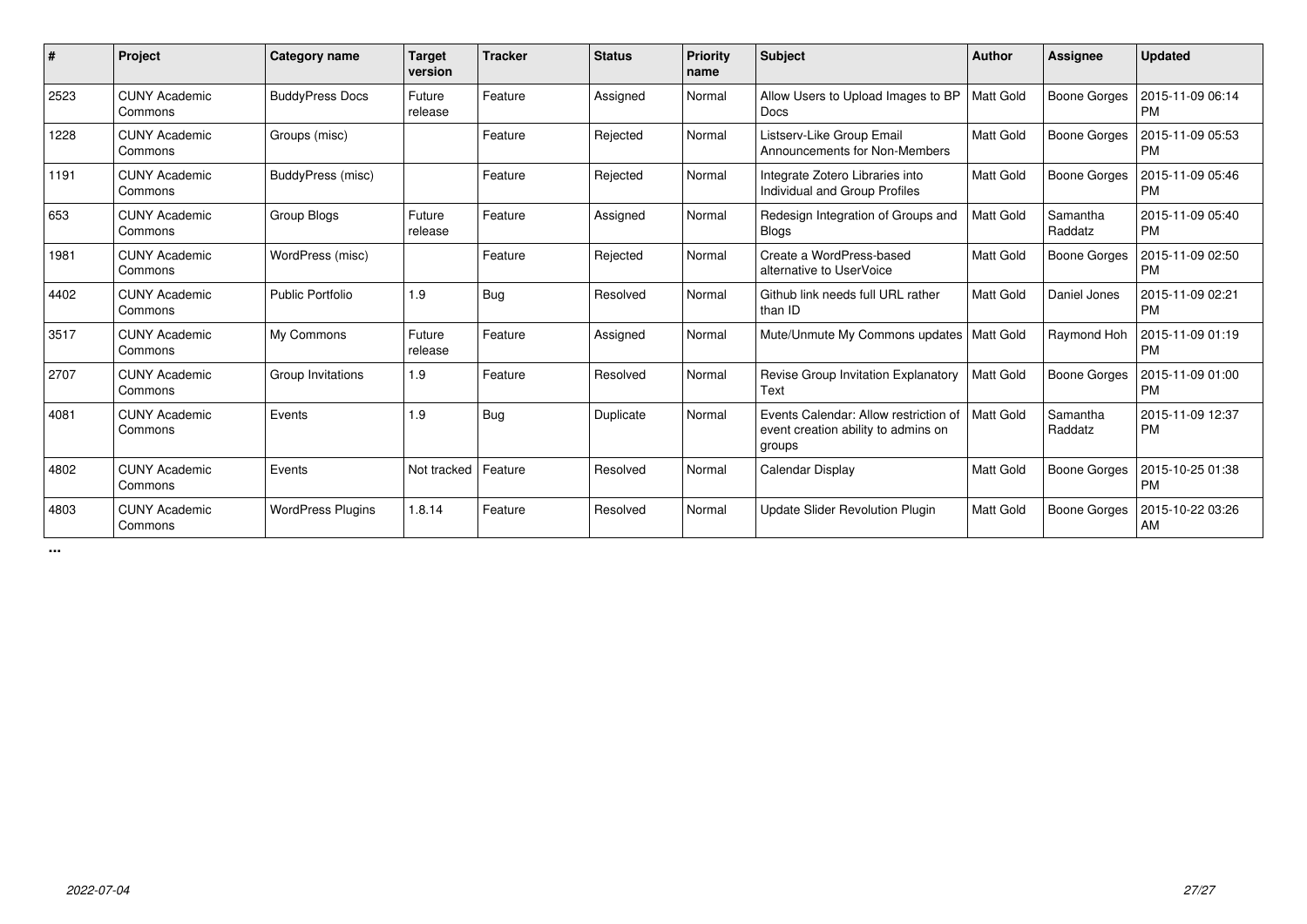| # | Project | Category name | Target version | Tracker | Status | Priority name | Subject | Author | Assignee | Updated |
|---|---|---|---|---|---|---|---|---|---|---|
| 2523 | CUNY Academic Commons | BuddyPress Docs | Future release | Feature | Assigned | Normal | Allow Users to Upload Images to BP Docs | Matt Gold | Boone Gorges | 2015-11-09 06:14 PM |
| 1228 | CUNY Academic Commons | Groups (misc) | | Feature | Rejected | Normal | Listserv-Like Group Email Announcements for Non-Members | Matt Gold | Boone Gorges | 2015-11-09 05:53 PM |
| 1191 | CUNY Academic Commons | BuddyPress (misc) | | Feature | Rejected | Normal | Integrate Zotero Libraries into Individual and Group Profiles | Matt Gold | Boone Gorges | 2015-11-09 05:46 PM |
| 653 | CUNY Academic Commons | Group Blogs | Future release | Feature | Assigned | Normal | Redesign Integration of Groups and Blogs | Matt Gold | Samantha Raddatz | 2015-11-09 05:40 PM |
| 1981 | CUNY Academic Commons | WordPress (misc) | | Feature | Rejected | Normal | Create a WordPress-based alternative to UserVoice | Matt Gold | Boone Gorges | 2015-11-09 02:50 PM |
| 4402 | CUNY Academic Commons | Public Portfolio | 1.9 | Bug | Resolved | Normal | Github link needs full URL rather than ID | Matt Gold | Daniel Jones | 2015-11-09 02:21 PM |
| 3517 | CUNY Academic Commons | My Commons | Future release | Feature | Assigned | Normal | Mute/Unmute My Commons updates | Matt Gold | Raymond Hoh | 2015-11-09 01:19 PM |
| 2707 | CUNY Academic Commons | Group Invitations | 1.9 | Feature | Resolved | Normal | Revise Group Invitation Explanatory Text | Matt Gold | Boone Gorges | 2015-11-09 01:00 PM |
| 4081 | CUNY Academic Commons | Events | 1.9 | Bug | Duplicate | Normal | Events Calendar: Allow restriction of event creation ability to admins on groups | Matt Gold | Samantha Raddatz | 2015-11-09 12:37 PM |
| 4802 | CUNY Academic Commons | Events | Not tracked | Feature | Resolved | Normal | Calendar Display | Matt Gold | Boone Gorges | 2015-10-25 01:38 PM |
| 4803 | CUNY Academic Commons | WordPress Plugins | 1.8.14 | Feature | Resolved | Normal | Update Slider Revolution Plugin | Matt Gold | Boone Gorges | 2015-10-22 03:26 AM |

...